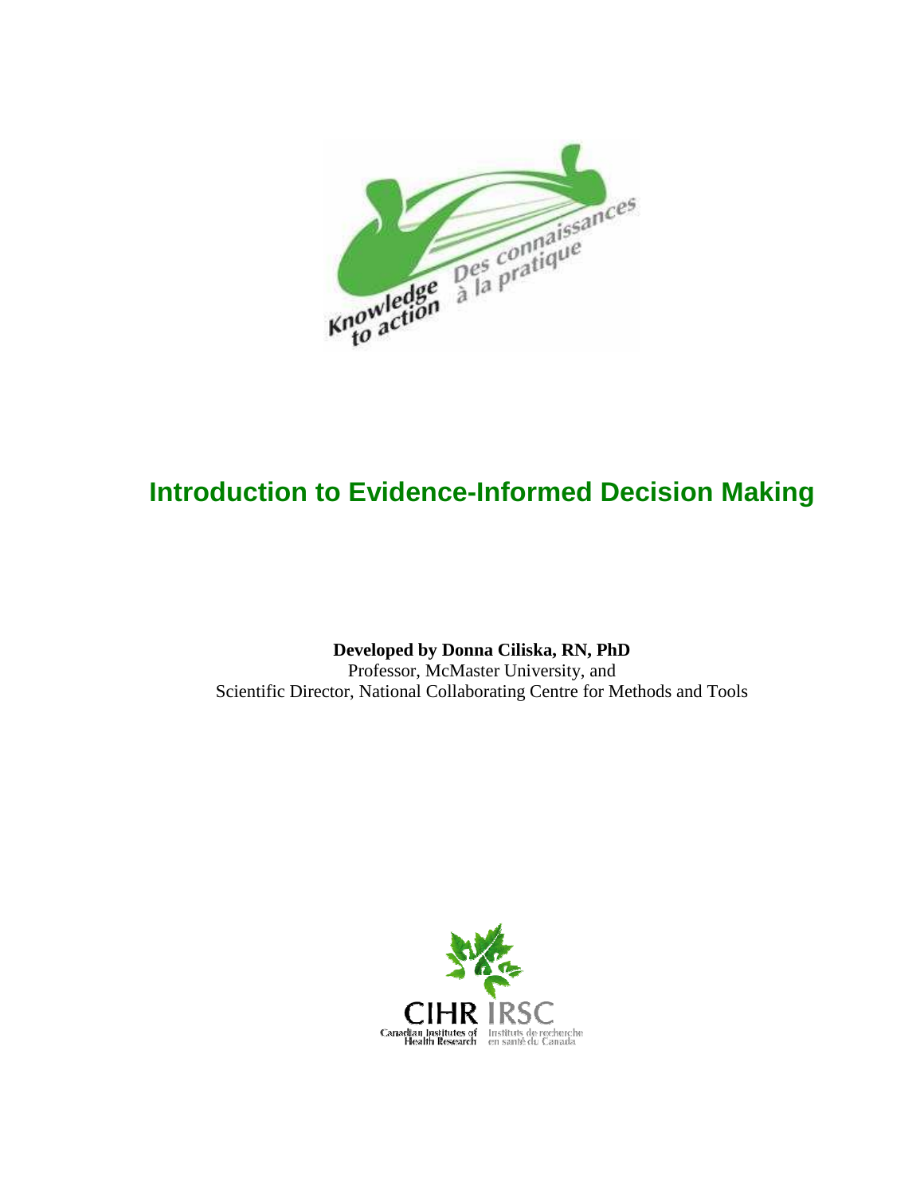Knowledge to action
Des connaissances à la pratique

# Introduction to Evidence-Informed Decision Making

**Developed by Donna Ciliska, RN, PhD**
Professor, McMaster University, and
Scientific Director, National Collaborating Centre for Methods and Tools

CIHR IRSC
Canadian Institutes of Health Research
Instituts de recherche en santé du Canada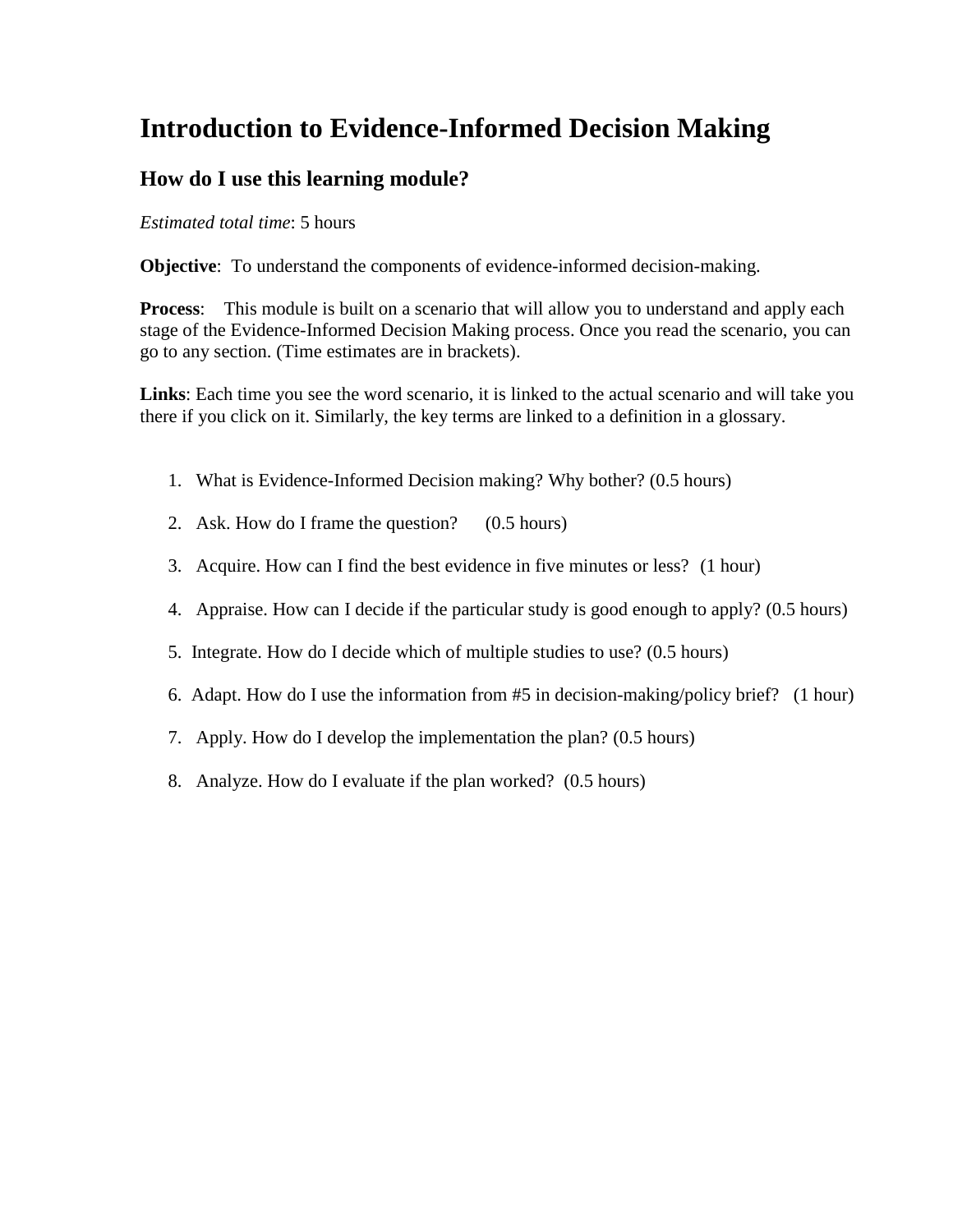# Introduction to Evidence-Informed Decision Making

## How do I use this learning module?

*Estimated total time*: 5 hours

**Objective**: To understand the components of evidence-informed decision-making.

**Process**: This module is built on a scenario that will allow you to understand and apply each stage of the Evidence-Informed Decision Making process. Once you read the scenario, you can go to any section. (Time estimates are in brackets).

**Links**: Each time you see the word scenario, it is linked to the actual scenario and will take you there if you click on it. Similarly, the key terms are linked to a definition in a glossary.

1. What is Evidence-Informed Decision making? Why bother? (0.5 hours)
2. Ask. How do I frame the question? (0.5 hours)
3. Acquire. How can I find the best evidence in five minutes or less? (1 hour)
4. Appraise. How can I decide if the particular study is good enough to apply? (0.5 hours)
5. Integrate. How do I decide which of multiple studies to use? (0.5 hours)
6. Adapt. How do I use the information from #5 in decision-making/policy brief? (1 hour)
7. Apply. How do I develop the implementation the plan? (0.5 hours)
8. Analyze. How do I evaluate if the plan worked? (0.5 hours)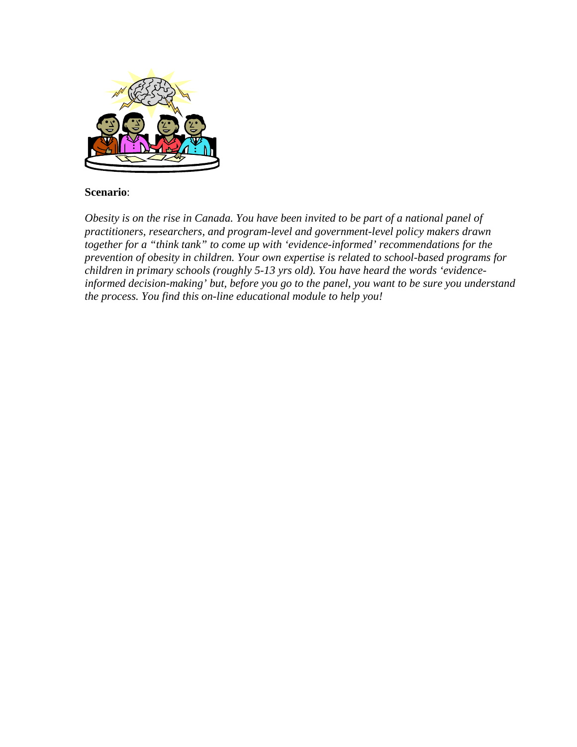**Scenario**:

*Obesity is on the rise in Canada. You have been invited to be part of a national panel of practitioners, researchers, and program-level and government-level policy makers drawn together for a "think tank" to come up with 'evidence-informed' recommendations for the prevention of obesity in children. Your own expertise is related to school-based programs for children in primary schools (roughly 5-13 yrs old). You have heard the words 'evidence-informed decision-making' but, before you go to the panel, you want to be sure you understand the process. You find this on-line educational module to help you!*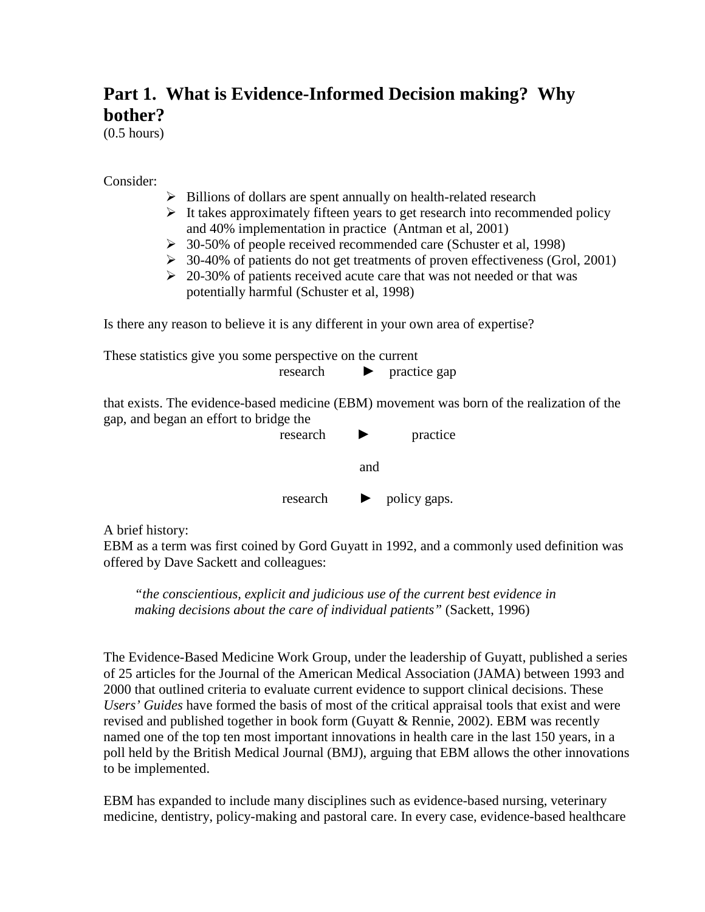# Part 1. What is Evidence-Informed Decision making? Why bother?

(0.5 hours)

Consider:

- Billions of dollars are spent annually on health-related research
- It takes approximately fifteen years to get research into recommended policy and 40% implementation in practice (Antman et al, 2001)
- 30-50% of people received recommended care (Schuster et al, 1998)
- 30-40% of patients do not get treatments of proven effectiveness (Grol, 2001)
- 20-30% of patients received acute care that was not needed or that was potentially harmful (Schuster et al, 1998)

Is there any reason to believe it is any different in your own area of expertise?

These statistics give you some perspective on the current

research ► practice gap

that exists. The evidence-based medicine (EBM) movement was born of the realization of the gap, and began an effort to bridge the

research ► practice

and

research ► policy gaps.

A brief history:
EBM as a term was first coined by Gord Guyatt in 1992, and a commonly used definition was offered by Dave Sackett and colleagues:

> *"the conscientious, explicit and judicious use of the current best evidence in making decisions about the care of individual patients"* (Sackett, 1996)

The Evidence-Based Medicine Work Group, under the leadership of Guyatt, published a series of 25 articles for the Journal of the American Medical Association (JAMA) between 1993 and 2000 that outlined criteria to evaluate current evidence to support clinical decisions. These *Users' Guides* have formed the basis of most of the critical appraisal tools that exist and were revised and published together in book form (Guyatt & Rennie, 2002). EBM was recently named one of the top ten most important innovations in health care in the last 150 years, in a poll held by the British Medical Journal (BMJ), arguing that EBM allows the other innovations to be implemented.

EBM has expanded to include many disciplines such as evidence-based nursing, veterinary medicine, dentistry, policy-making and pastoral care. In every case, evidence-based healthcare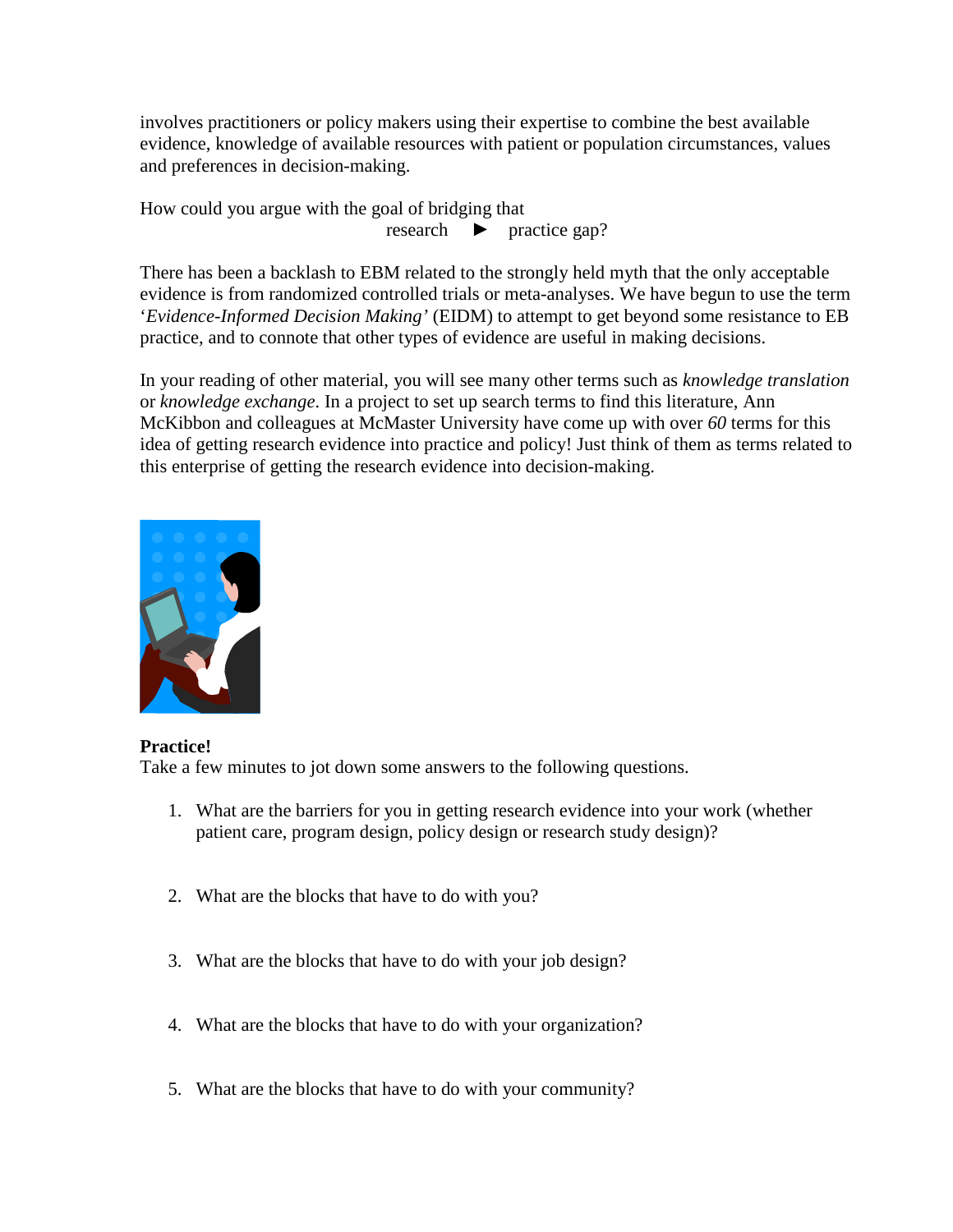involves practitioners or policy makers using their expertise to combine the best available evidence, knowledge of available resources with patient or population circumstances, values and preferences in decision-making.

How could you argue with the goal of bridging that

research ► practice gap?

There has been a backlash to EBM related to the strongly held myth that the only acceptable evidence is from randomized controlled trials or meta-analyses. We have begun to use the term '*Evidence-Informed Decision Making'* (EIDM) to attempt to get beyond some resistance to EB practice, and to connote that other types of evidence are useful in making decisions.

In your reading of other material, you will see many other terms such as *knowledge translation* or *knowledge exchange*. In a project to set up search terms to find this literature, Ann McKibbon and colleagues at McMaster University have come up with over *60* terms for this idea of getting research evidence into practice and policy! Just think of them as terms related to this enterprise of getting the research evidence into decision-making.

**Practice!**
Take a few minutes to jot down some answers to the following questions.

1. What are the barriers for you in getting research evidence into your work (whether patient care, program design, policy design or research study design)?

2. What are the blocks that have to do with you?

3. What are the blocks that have to do with your job design?

4. What are the blocks that have to do with your organization?

5. What are the blocks that have to do with your community?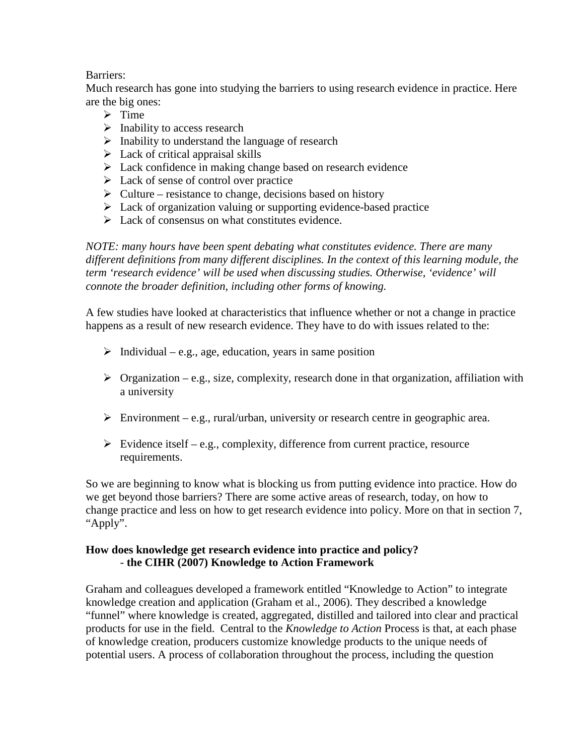Barriers:

Much research has gone into studying the barriers to using research evidence in practice. Here are the big ones:

- Time
- Inability to access research
- Inability to understand the language of research
- Lack of critical appraisal skills
- Lack confidence in making change based on research evidence
- Lack of sense of control over practice
- Culture – resistance to change, decisions based on history
- Lack of organization valuing or supporting evidence-based practice
- Lack of consensus on what constitutes evidence.

*NOTE: many hours have been spent debating what constitutes evidence. There are many different definitions from many different disciplines. In the context of this learning module, the term 'research evidence' will be used when discussing studies. Otherwise, 'evidence' will connote the broader definition, including other forms of knowing.*

A few studies have looked at characteristics that influence whether or not a change in practice happens as a result of new research evidence. They have to do with issues related to the:

- Individual – e.g., age, education, years in same position
- Organization – e.g., size, complexity, research done in that organization, affiliation with a university
- Environment – e.g., rural/urban, university or research centre in geographic area.
- Evidence itself – e.g., complexity, difference from current practice, resource requirements.

So we are beginning to know what is blocking us from putting evidence into practice. How do we get beyond those barriers? There are some active areas of research, today, on how to change practice and less on how to get research evidence into policy. More on that in section 7, "Apply".

**How does knowledge get research evidence into practice and policy?**
**- the CIHR (2007) Knowledge to Action Framework**

Graham and colleagues developed a framework entitled "Knowledge to Action" to integrate knowledge creation and application (Graham et al., 2006). They described a knowledge "funnel" where knowledge is created, aggregated, distilled and tailored into clear and practical products for use in the field. Central to the *Knowledge to Action* Process is that, at each phase of knowledge creation, producers customize knowledge products to the unique needs of potential users. A process of collaboration throughout the process, including the question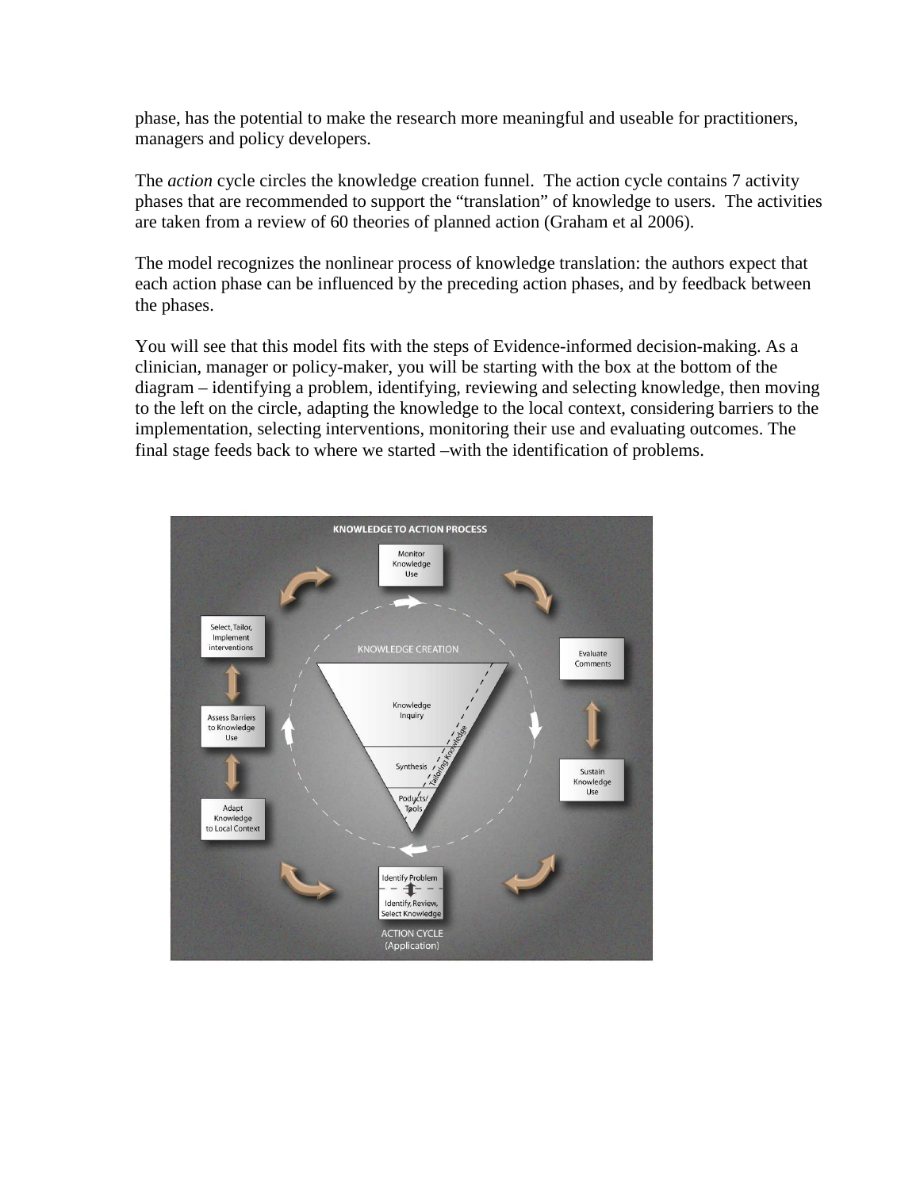phase, has the potential to make the research more meaningful and useable for practitioners, managers and policy developers.

The *action* cycle circles the knowledge creation funnel. The action cycle contains 7 activity phases that are recommended to support the "translation" of knowledge to users. The activities are taken from a review of 60 theories of planned action (Graham et al 2006).

The model recognizes the nonlinear process of knowledge translation: the authors expect that each action phase can be influenced by the preceding action phases, and by feedback between the phases.

You will see that this model fits with the steps of Evidence-informed decision-making. As a clinician, manager or policy-maker, you will be starting with the box at the bottom of the diagram – identifying a problem, identifying, reviewing and selecting knowledge, then moving to the left on the circle, adapting the knowledge to the local context, considering barriers to the implementation, selecting interventions, monitoring their use and evaluating outcomes. The final stage feeds back to where we started –with the identification of problems.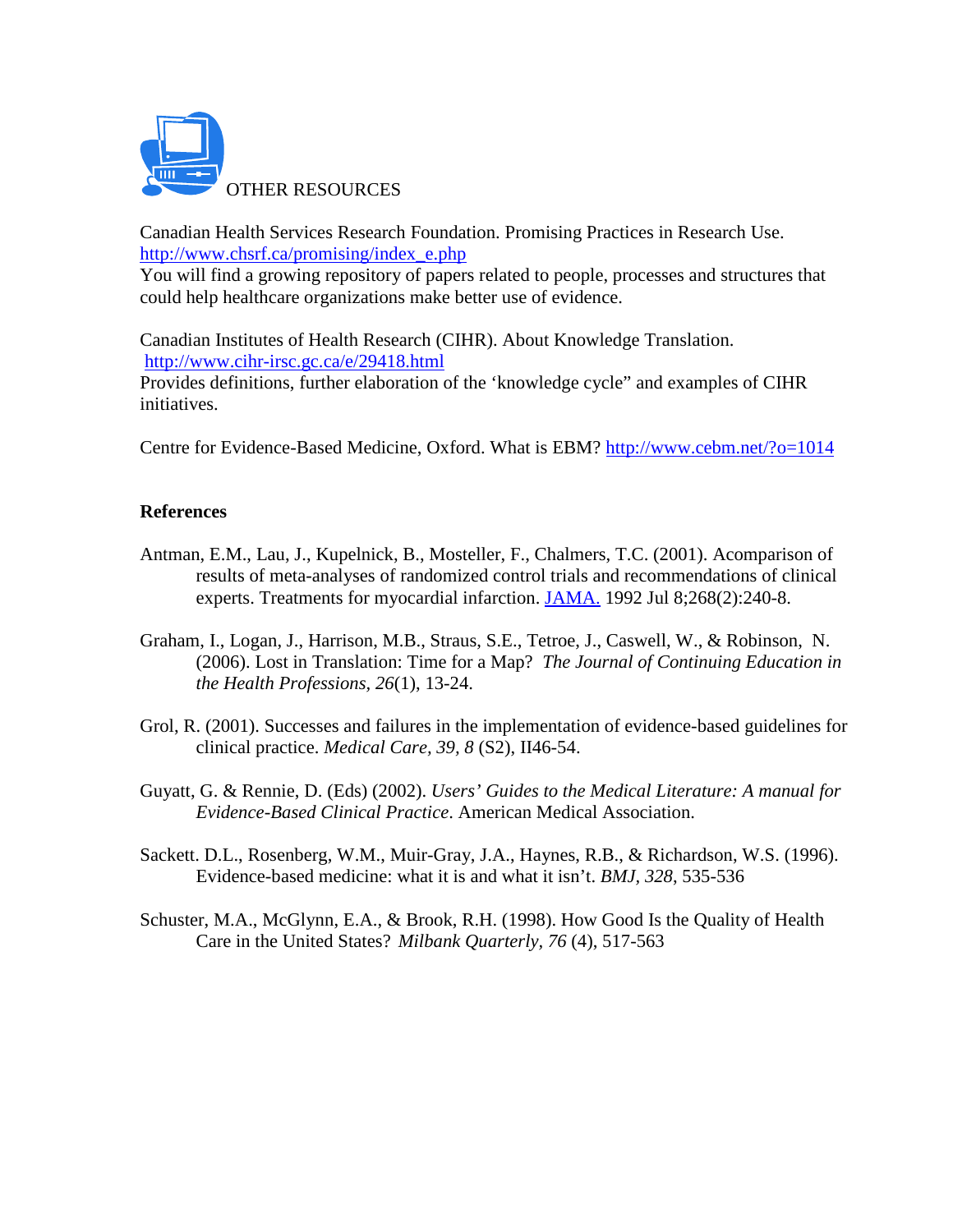OTHER RESOURCES

Canadian Health Services Research Foundation. Promising Practices in Research Use. http://www.chsrf.ca/promising/index_e.php
You will find a growing repository of papers related to people, processes and structures that could help healthcare organizations make better use of evidence.

Canadian Institutes of Health Research (CIHR). About Knowledge Translation. http://www.cihr-irsc.gc.ca/e/29418.html
Provides definitions, further elaboration of the 'knowledge cycle" and examples of CIHR initiatives.

Centre for Evidence-Based Medicine, Oxford. What is EBM? http://www.cebm.net/?o=1014

**References**

Antman, E.M., Lau, J., Kupelnick, B., Mosteller, F., Chalmers, T.C. (2001). Acomparison of results of meta-analyses of randomized control trials and recommendations of clinical experts. Treatments for myocardial infarction. JAMA. 1992 Jul 8;268(2):240-8.

Graham, I., Logan, J., Harrison, M.B., Straus, S.E., Tetroe, J., Caswell, W., & Robinson, N. (2006). Lost in Translation: Time for a Map? *The Journal of Continuing Education in the Health Professions, 26*(1), 13-24.

Grol, R. (2001). Successes and failures in the implementation of evidence-based guidelines for clinical practice. *Medical Care, 39, 8* (S2), II46-54.

Guyatt, G. & Rennie, D. (Eds) (2002). *Users' Guides to the Medical Literature: A manual for Evidence-Based Clinical Practice*. American Medical Association.

Sackett. D.L., Rosenberg, W.M., Muir-Gray, J.A., Haynes, R.B., & Richardson, W.S. (1996). Evidence-based medicine: what it is and what it isn't. *BMJ, 328*, 535-536

Schuster, M.A., McGlynn, E.A., & Brook, R.H. (1998). How Good Is the Quality of Health Care in the United States? *Milbank Quarterly, 76* (4), 517-563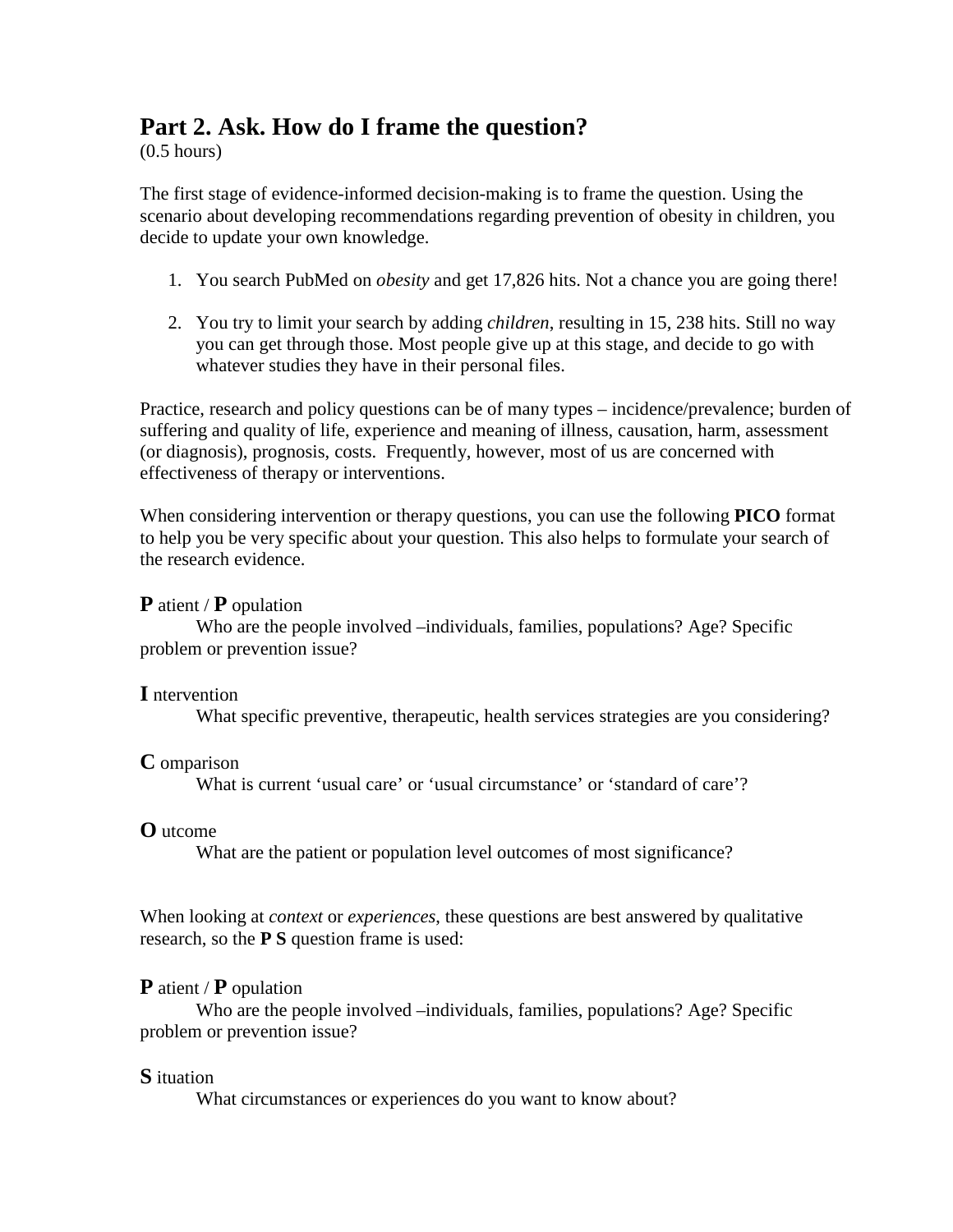# Part 2. Ask. How do I frame the question?

(0.5 hours)

The first stage of evidence-informed decision-making is to frame the question. Using the scenario about developing recommendations regarding prevention of obesity in children, you decide to update your own knowledge.

1. You search PubMed on *obesity* and get 17,826 hits. Not a chance you are going there!

2. You try to limit your search by adding *children*, resulting in 15, 238 hits. Still no way you can get through those. Most people give up at this stage, and decide to go with whatever studies they have in their personal files.

Practice, research and policy questions can be of many types – incidence/prevalence; burden of suffering and quality of life, experience and meaning of illness, causation, harm, assessment (or diagnosis), prognosis, costs. Frequently, however, most of us are concerned with effectiveness of therapy or interventions.

When considering intervention or therapy questions, you can use the following **PICO** format to help you be very specific about your question. This also helps to formulate your search of the research evidence.

**P** atient / **P** opulation

Who are the people involved –individuals, families, populations? Age? Specific problem or prevention issue?

**I** ntervention

What specific preventive, therapeutic, health services strategies are you considering?

**C** omparison

What is current 'usual care' or 'usual circumstance' or 'standard of care'?

**O** utcome

What are the patient or population level outcomes of most significance?

When looking at *context* or *experiences*, these questions are best answered by qualitative research, so the **P S** question frame is used:

**P** atient / **P** opulation

Who are the people involved –individuals, families, populations? Age? Specific problem or prevention issue?

**S** ituation

What circumstances or experiences do you want to know about?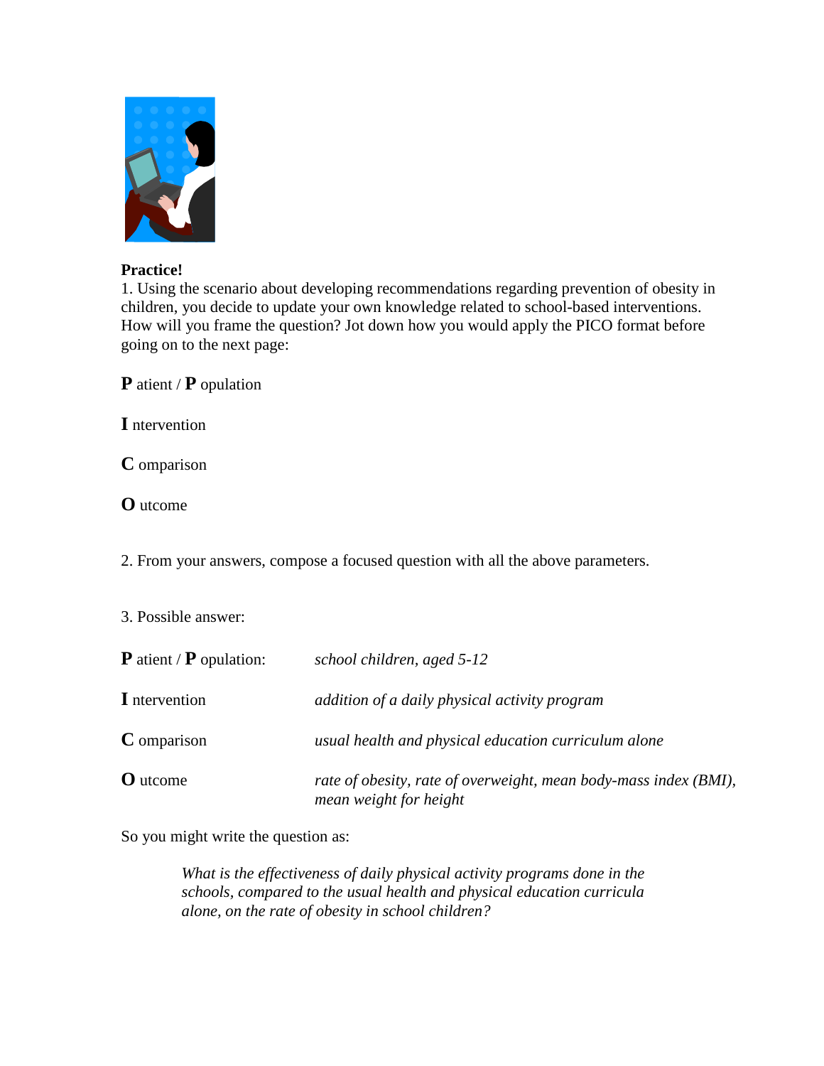**Practice!**

1. Using the scenario about developing recommendations regarding prevention of obesity in children, you decide to update your own knowledge related to school-based interventions. How will you frame the question? Jot down how you would apply the PICO format before going on to the next page:

**P** atient / **P** opulation

**I** ntervention

**C** omparison

**O** utcome

2. From your answers, compose a focused question with all the above parameters.

3. Possible answer:

| | |
|---|---|
| **P** atient / **P** opulation: | *school children, aged 5-12* |
| **I** ntervention | *addition of a daily physical activity program* |
| **C** omparison | *usual health and physical education curriculum alone* |
| **O** utcome | *rate of obesity, rate of overweight, mean body-mass index (BMI), mean weight for height* |

So you might write the question as:

> *What is the effectiveness of daily physical activity programs done in the schools, compared to the usual health and physical education curricula alone, on the rate of obesity in school children?*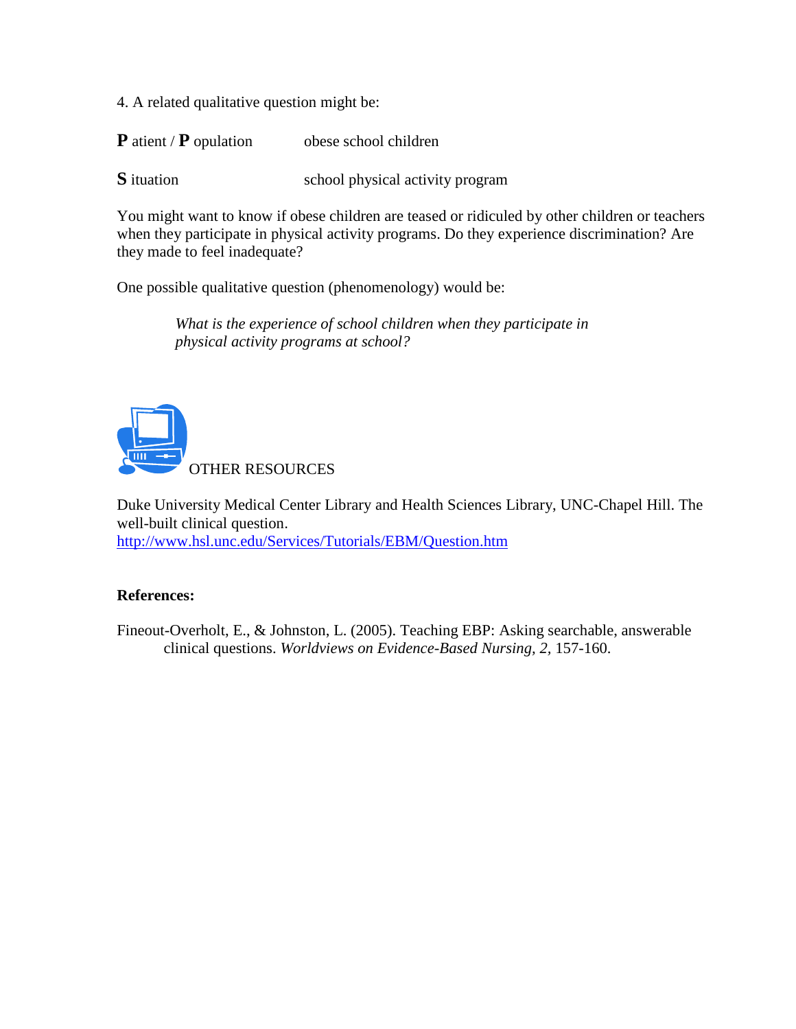4. A related qualitative question might be:

| | |
|---|---|
| **P** atient / **P** opulation | obese school children |
| **S** ituation | school physical activity program |

You might want to know if obese children are teased or ridiculed by other children or teachers when they participate in physical activity programs. Do they experience discrimination? Are they made to feel inadequate?

One possible qualitative question (phenomenology) would be:

> *What is the experience of school children when they participate in physical activity programs at school?*

OTHER RESOURCES

Duke University Medical Center Library and Health Sciences Library, UNC-Chapel Hill. The well-built clinical question.
http://www.hsl.unc.edu/Services/Tutorials/EBM/Question.htm

**References:**

Fineout-Overholt, E., & Johnston, L. (2005). Teaching EBP: Asking searchable, answerable clinical questions. *Worldviews on Evidence-Based Nursing, 2,* 157-160.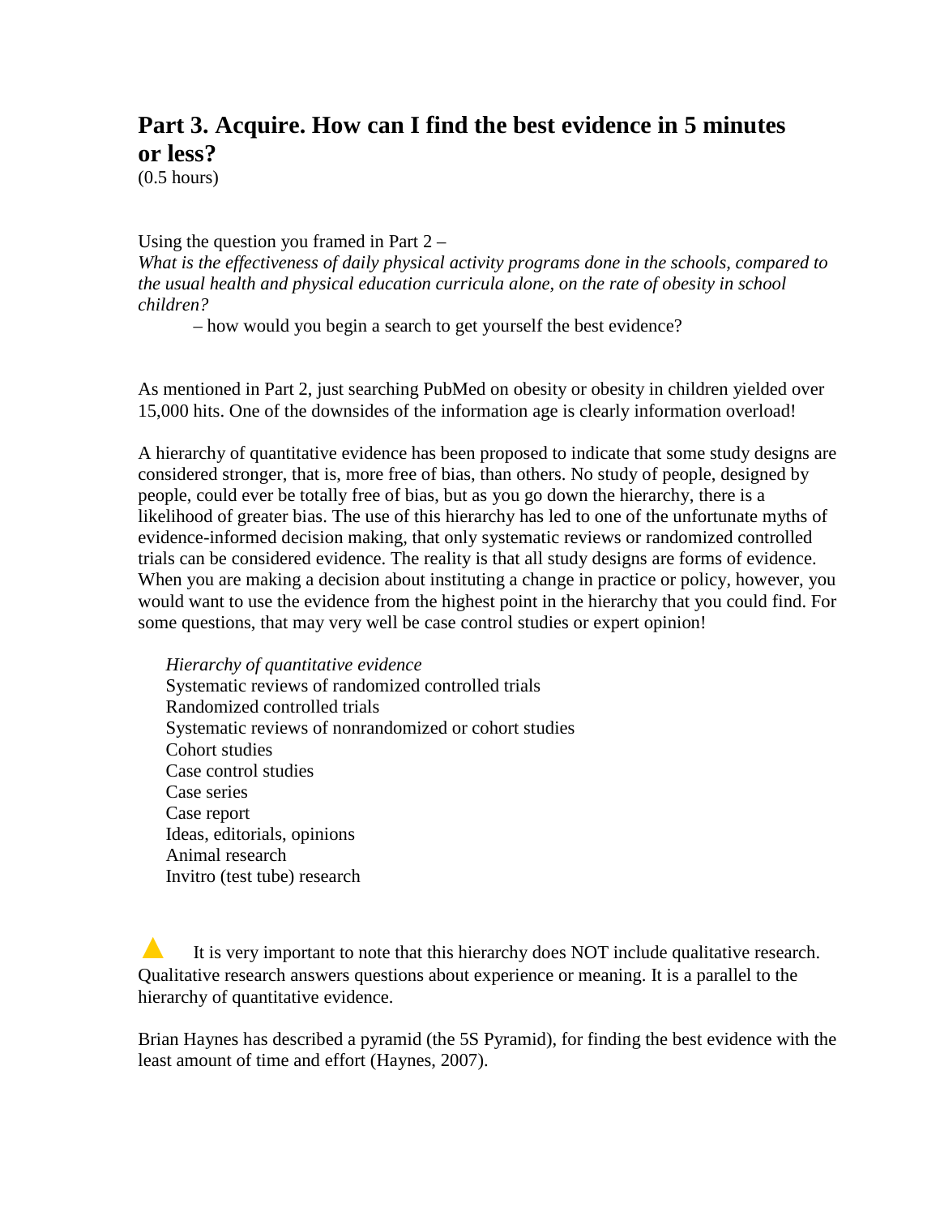# Part 3. Acquire. How can I find the best evidence in 5 minutes or less?

(0.5 hours)

Using the question you framed in Part 2 –
*What is the effectiveness of daily physical activity programs done in the schools, compared to the usual health and physical education curricula alone, on the rate of obesity in school children?*

– how would you begin a search to get yourself the best evidence?

As mentioned in Part 2, just searching PubMed on obesity or obesity in children yielded over 15,000 hits. One of the downsides of the information age is clearly information overload!

A hierarchy of quantitative evidence has been proposed to indicate that some study designs are considered stronger, that is, more free of bias, than others. No study of people, designed by people, could ever be totally free of bias, but as you go down the hierarchy, there is a likelihood of greater bias. The use of this hierarchy has led to one of the unfortunate myths of evidence-informed decision making, that only systematic reviews or randomized controlled trials can be considered evidence. The reality is that all study designs are forms of evidence. When you are making a decision about instituting a change in practice or policy, however, you would want to use the evidence from the highest point in the hierarchy that you could find. For some questions, that may very well be case control studies or expert opinion!

*Hierarchy of quantitative evidence*
Systematic reviews of randomized controlled trials
Randomized controlled trials
Systematic reviews of nonrandomized or cohort studies
Cohort studies
Case control studies
Case series
Case report
Ideas, editorials, opinions
Animal research
Invitro (test tube) research

▲ It is very important to note that this hierarchy does NOT include qualitative research. Qualitative research answers questions about experience or meaning. It is a parallel to the hierarchy of quantitative evidence.

Brian Haynes has described a pyramid (the 5S Pyramid), for finding the best evidence with the least amount of time and effort (Haynes, 2007).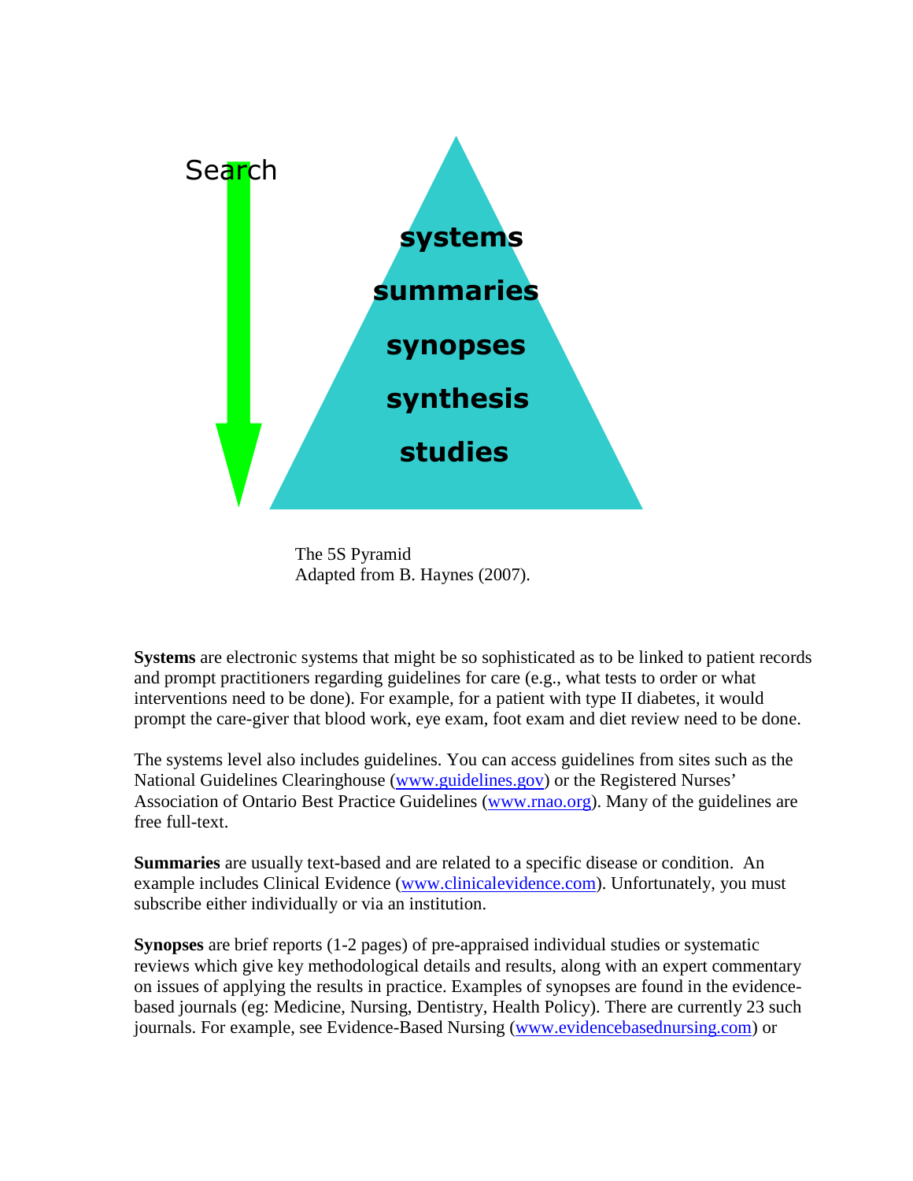Search

systems

summaries

synopses

synthesis

studies

The 5S Pyramid
Adapted from B. Haynes (2007).

**Systems** are electronic systems that might be so sophisticated as to be linked to patient records and prompt practitioners regarding guidelines for care (e.g., what tests to order or what interventions need to be done). For example, for a patient with type II diabetes, it would prompt the care-giver that blood work, eye exam, foot exam and diet review need to be done.

The systems level also includes guidelines. You can access guidelines from sites such as the National Guidelines Clearinghouse (www.guidelines.gov) or the Registered Nurses' Association of Ontario Best Practice Guidelines (www.rnao.org). Many of the guidelines are free full-text.

**Summaries** are usually text-based and are related to a specific disease or condition. An example includes Clinical Evidence (www.clinicalevidence.com). Unfortunately, you must subscribe either individually or via an institution.

**Synopses** are brief reports (1-2 pages) of pre-appraised individual studies or systematic reviews which give key methodological details and results, along with an expert commentary on issues of applying the results in practice. Examples of synopses are found in the evidence-based journals (eg: Medicine, Nursing, Dentistry, Health Policy). There are currently 23 such journals. For example, see Evidence-Based Nursing (www.evidencebasednursing.com) or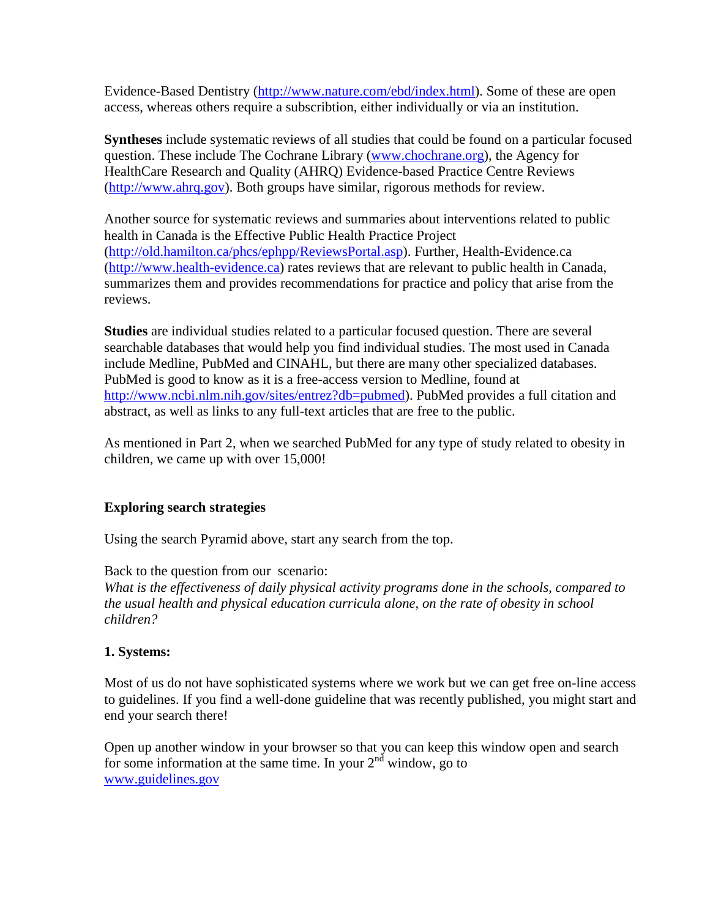Evidence-Based Dentistry (http://www.nature.com/ebd/index.html). Some of these are open access, whereas others require a subscribtion, either individually or via an institution.

**Syntheses** include systematic reviews of all studies that could be found on a particular focused question. These include The Cochrane Library (www.chochrane.org), the Agency for HealthCare Research and Quality (AHRQ) Evidence-based Practice Centre Reviews (http://www.ahrq.gov). Both groups have similar, rigorous methods for review.

Another source for systematic reviews and summaries about interventions related to public health in Canada is the Effective Public Health Practice Project (http://old.hamilton.ca/phcs/ephpp/ReviewsPortal.asp). Further, Health-Evidence.ca (http://www.health-evidence.ca) rates reviews that are relevant to public health in Canada, summarizes them and provides recommendations for practice and policy that arise from the reviews.

**Studies** are individual studies related to a particular focused question. There are several searchable databases that would help you find individual studies. The most used in Canada include Medline, PubMed and CINAHL, but there are many other specialized databases. PubMed is good to know as it is a free-access version to Medline, found at http://www.ncbi.nlm.nih.gov/sites/entrez?db=pubmed). PubMed provides a full citation and abstract, as well as links to any full-text articles that are free to the public.

As mentioned in Part 2, when we searched PubMed for any type of study related to obesity in children, we came up with over 15,000!

**Exploring search strategies**

Using the search Pyramid above, start any search from the top.

Back to the question from our scenario:
*What is the effectiveness of daily physical activity programs done in the schools, compared to the usual health and physical education curricula alone, on the rate of obesity in school children?*

**1. Systems:**

Most of us do not have sophisticated systems where we work but we can get free on-line access to guidelines. If you find a well-done guideline that was recently published, you might start and end your search there!

Open up another window in your browser so that you can keep this window open and search for some information at the same time. In your 2nd window, go to www.guidelines.gov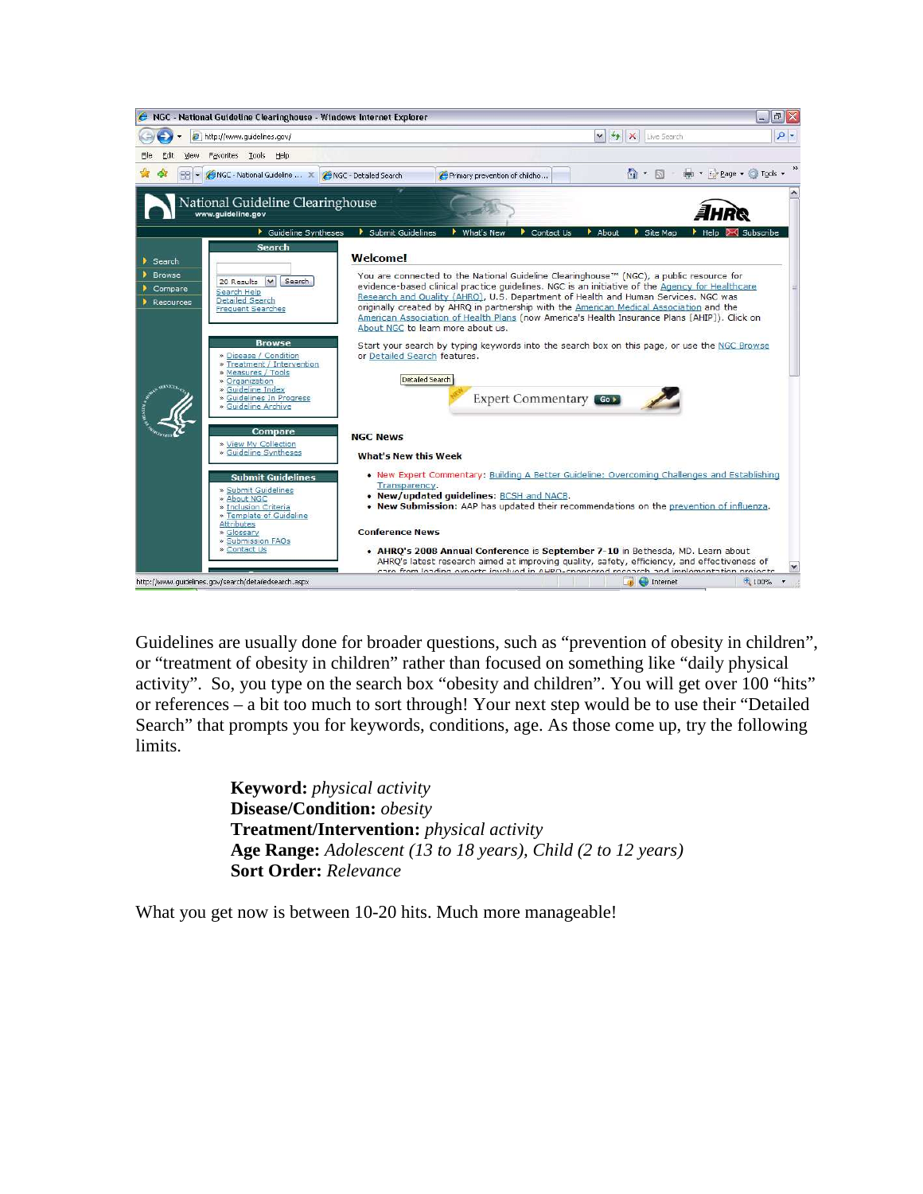Guidelines are usually done for broader questions, such as "prevention of obesity in children", or "treatment of obesity in children" rather than focused on something like "daily physical activity". So, you type on the search box "obesity and children". You will get over 100 "hits" or references – a bit too much to sort through! Your next step would be to use their "Detailed Search" that prompts you for keywords, conditions, age. As those come up, try the following limits.

> **Keyword:** *physical activity*
> **Disease/Condition:** *obesity*
> **Treatment/Intervention:** *physical activity*
> **Age Range:** *Adolescent (13 to 18 years), Child (2 to 12 years)*
> **Sort Order:** *Relevance*

What you get now is between 10-20 hits. Much more manageable!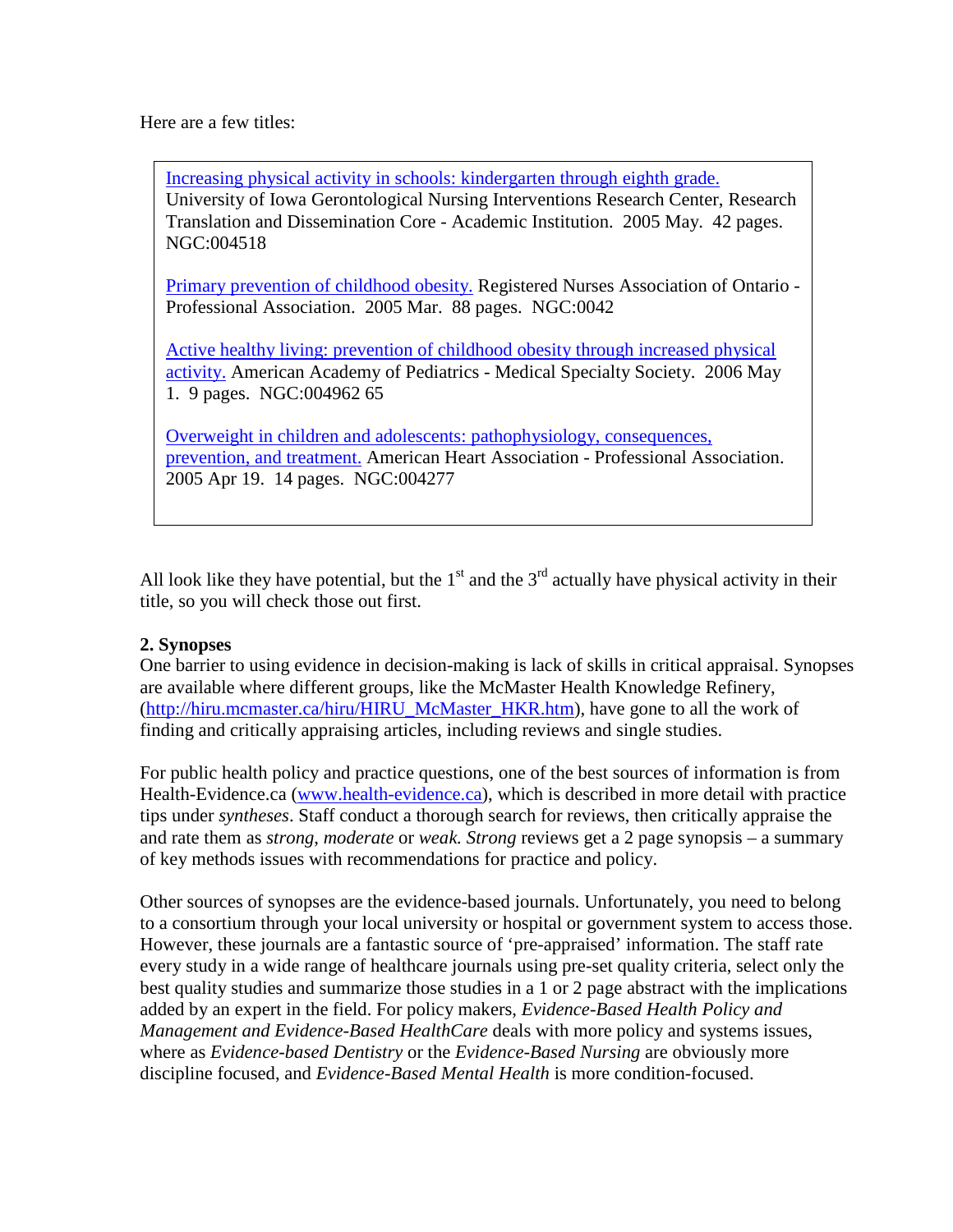Here are a few titles:

> [Increasing physical activity in schools: kindergarten through eighth grade.](#) University of Iowa Gerontological Nursing Interventions Research Center, Research Translation and Dissemination Core - Academic Institution. 2005 May. 42 pages. NGC:004518
>
> [Primary prevention of childhood obesity.](#) Registered Nurses Association of Ontario - Professional Association. 2005 Mar. 88 pages. NGC:0042
>
> [Active healthy living: prevention of childhood obesity through increased physical activity.](#) American Academy of Pediatrics - Medical Specialty Society. 2006 May 1. 9 pages. NGC:004962 65
>
> [Overweight in children and adolescents: pathophysiology, consequences, prevention, and treatment.](#) American Heart Association - Professional Association. 2005 Apr 19. 14 pages. NGC:004277

All look like they have potential, but the 1st and the 3rd actually have physical activity in their title, so you will check those out first.

**2. Synopses**

One barrier to using evidence in decision-making is lack of skills in critical appraisal. Synopses are available where different groups, like the McMaster Health Knowledge Refinery, (http://hiru.mcmaster.ca/hiru/HIRU_McMaster_HKR.htm), have gone to all the work of finding and critically appraising articles, including reviews and single studies.

For public health policy and practice questions, one of the best sources of information is from Health-Evidence.ca (www.health-evidence.ca), which is described in more detail with practice tips under *syntheses*. Staff conduct a thorough search for reviews, then critically appraise the and rate them as *strong*, *moderate* or *weak. Strong* reviews get a 2 page synopsis – a summary of key methods issues with recommendations for practice and policy.

Other sources of synopses are the evidence-based journals. Unfortunately, you need to belong to a consortium through your local university or hospital or government system to access those. However, these journals are a fantastic source of 'pre-appraised' information. The staff rate every study in a wide range of healthcare journals using pre-set quality criteria, select only the best quality studies and summarize those studies in a 1 or 2 page abstract with the implications added by an expert in the field. For policy makers, *Evidence-Based Health Policy and Management and Evidence-Based HealthCare* deals with more policy and systems issues, where as *Evidence-based Dentistry* or the *Evidence-Based Nursing* are obviously more discipline focused, and *Evidence-Based Mental Health* is more condition-focused.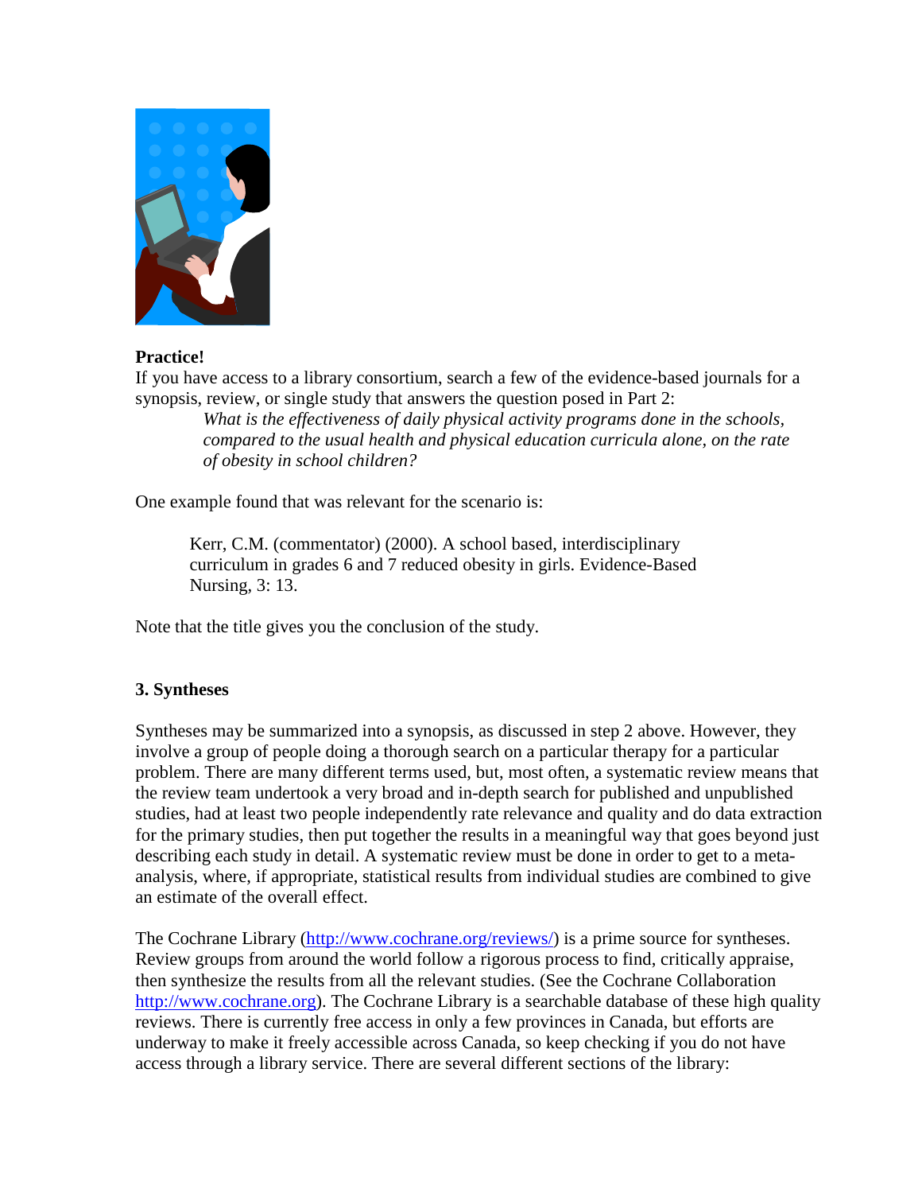**Practice!**

If you have access to a library consortium, search a few of the evidence-based journals for a synopsis, review, or single study that answers the question posed in Part 2:

> *What is the effectiveness of daily physical activity programs done in the schools, compared to the usual health and physical education curricula alone, on the rate of obesity in school children?*

One example found that was relevant for the scenario is:

> Kerr, C.M. (commentator) (2000). A school based, interdisciplinary curriculum in grades 6 and 7 reduced obesity in girls. Evidence-Based Nursing, 3: 13.

Note that the title gives you the conclusion of the study.

### 3. Syntheses

Syntheses may be summarized into a synopsis, as discussed in step 2 above. However, they involve a group of people doing a thorough search on a particular therapy for a particular problem. There are many different terms used, but, most often, a systematic review means that the review team undertook a very broad and in-depth search for published and unpublished studies, had at least two people independently rate relevance and quality and do data extraction for the primary studies, then put together the results in a meaningful way that goes beyond just describing each study in detail. A systematic review must be done in order to get to a meta-analysis, where, if appropriate, statistical results from individual studies are combined to give an estimate of the overall effect.

The Cochrane Library (http://www.cochrane.org/reviews/) is a prime source for syntheses. Review groups from around the world follow a rigorous process to find, critically appraise, then synthesize the results from all the relevant studies. (See the Cochrane Collaboration http://www.cochrane.org). The Cochrane Library is a searchable database of these high quality reviews. There is currently free access in only a few provinces in Canada, but efforts are underway to make it freely accessible across Canada, so keep checking if you do not have access through a library service. There are several different sections of the library: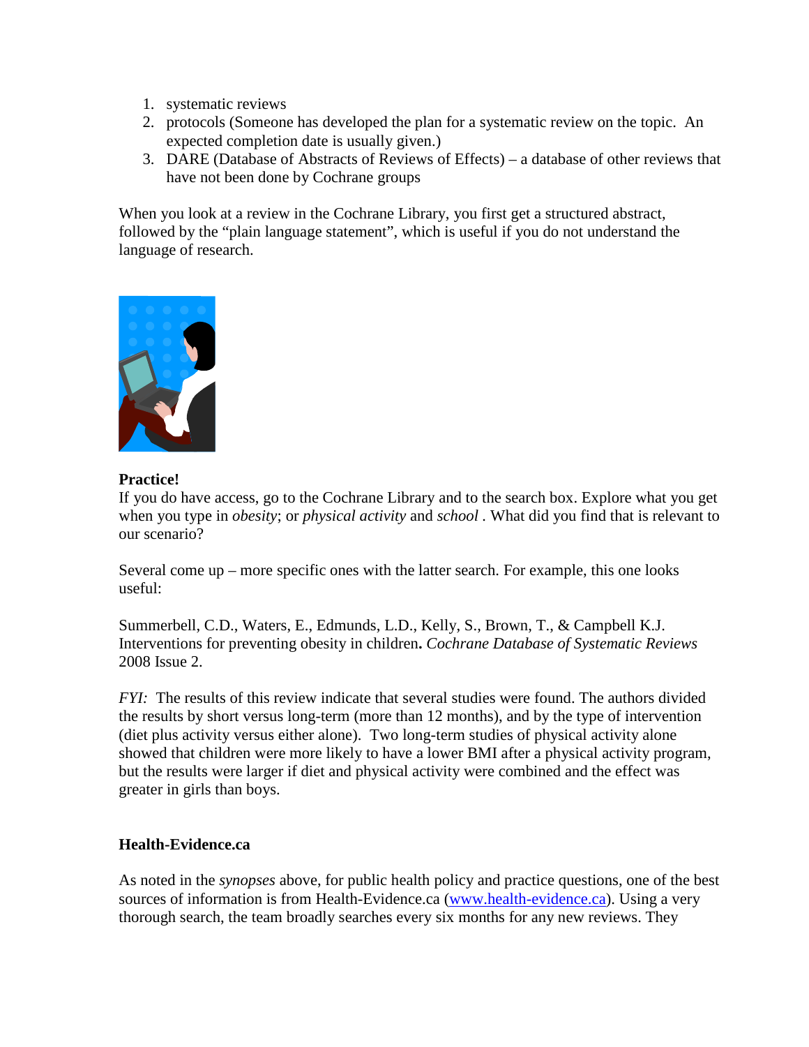1. systematic reviews
2. protocols (Someone has developed the plan for a systematic review on the topic. An expected completion date is usually given.)
3. DARE (Database of Abstracts of Reviews of Effects) – a database of other reviews that have not been done by Cochrane groups

When you look at a review in the Cochrane Library, you first get a structured abstract, followed by the "plain language statement", which is useful if you do not understand the language of research.

**Practice!**
If you do have access, go to the Cochrane Library and to the search box. Explore what you get when you type in *obesity*; or *physical activity* and *school* . What did you find that is relevant to our scenario?

Several come up – more specific ones with the latter search. For example, this one looks useful:

Summerbell, C.D., Waters, E., Edmunds, L.D., Kelly, S., Brown, T., & Campbell K.J. Interventions for preventing obesity in children**.** *Cochrane Database of Systematic Reviews* 2008 Issue 2.

*FYI:* The results of this review indicate that several studies were found. The authors divided the results by short versus long-term (more than 12 months), and by the type of intervention (diet plus activity versus either alone). Two long-term studies of physical activity alone showed that children were more likely to have a lower BMI after a physical activity program, but the results were larger if diet and physical activity were combined and the effect was greater in girls than boys.

**Health-Evidence.ca**

As noted in the *synopses* above, for public health policy and practice questions, one of the best sources of information is from Health-Evidence.ca (www.health-evidence.ca). Using a very thorough search, the team broadly searches every six months for any new reviews. They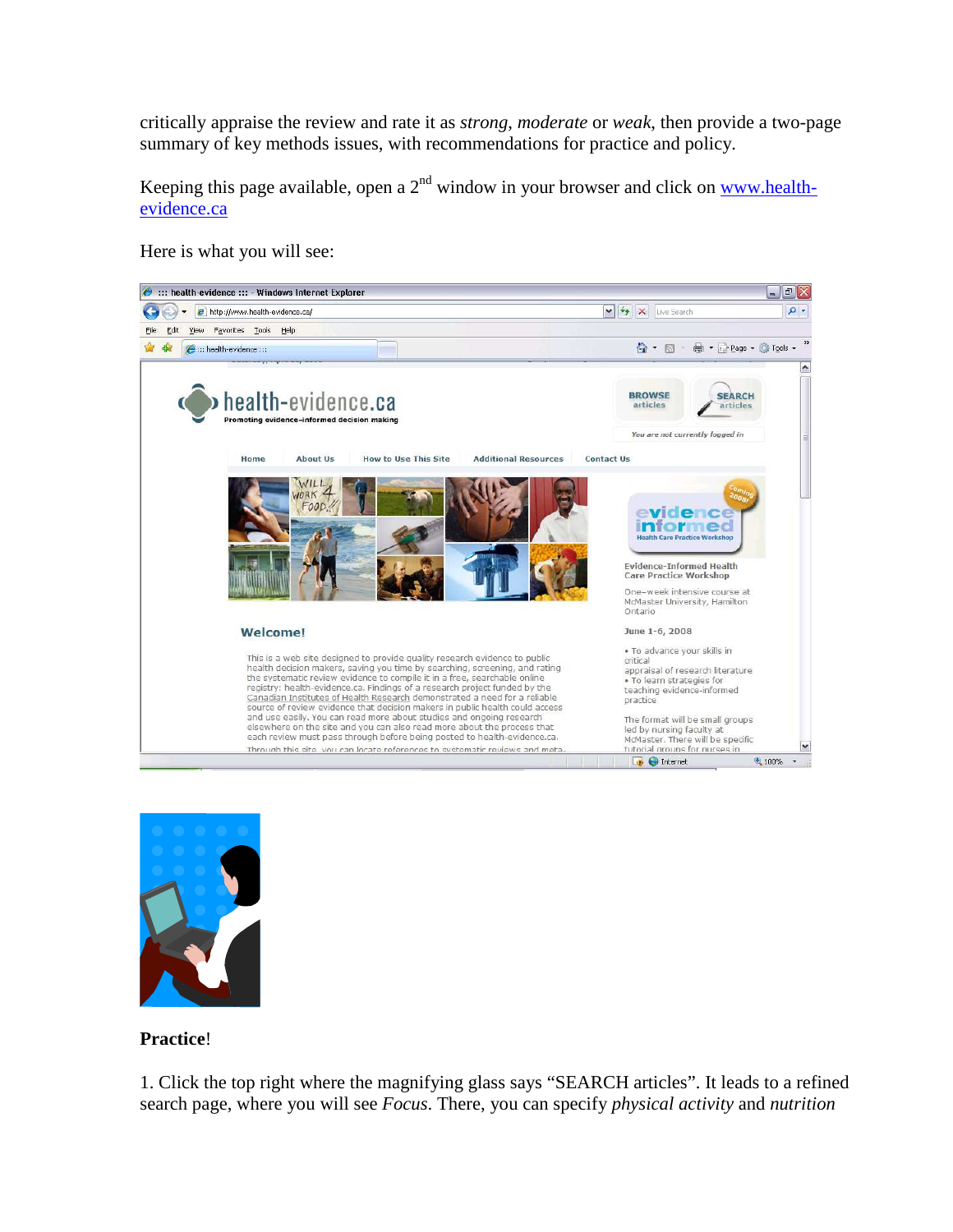critically appraise the review and rate it as *strong*, *moderate* or *weak*, then provide a two-page summary of key methods issues, with recommendations for practice and policy.

Keeping this page available, open a 2nd window in your browser and click on [www.health-evidence.ca](www.health-evidence.ca)

Here is what you will see:

**Practice**!

1. Click the top right where the magnifying glass says "SEARCH articles". It leads to a refined search page, where you will see *Focus*. There, you can specify *physical activity* and *nutrition*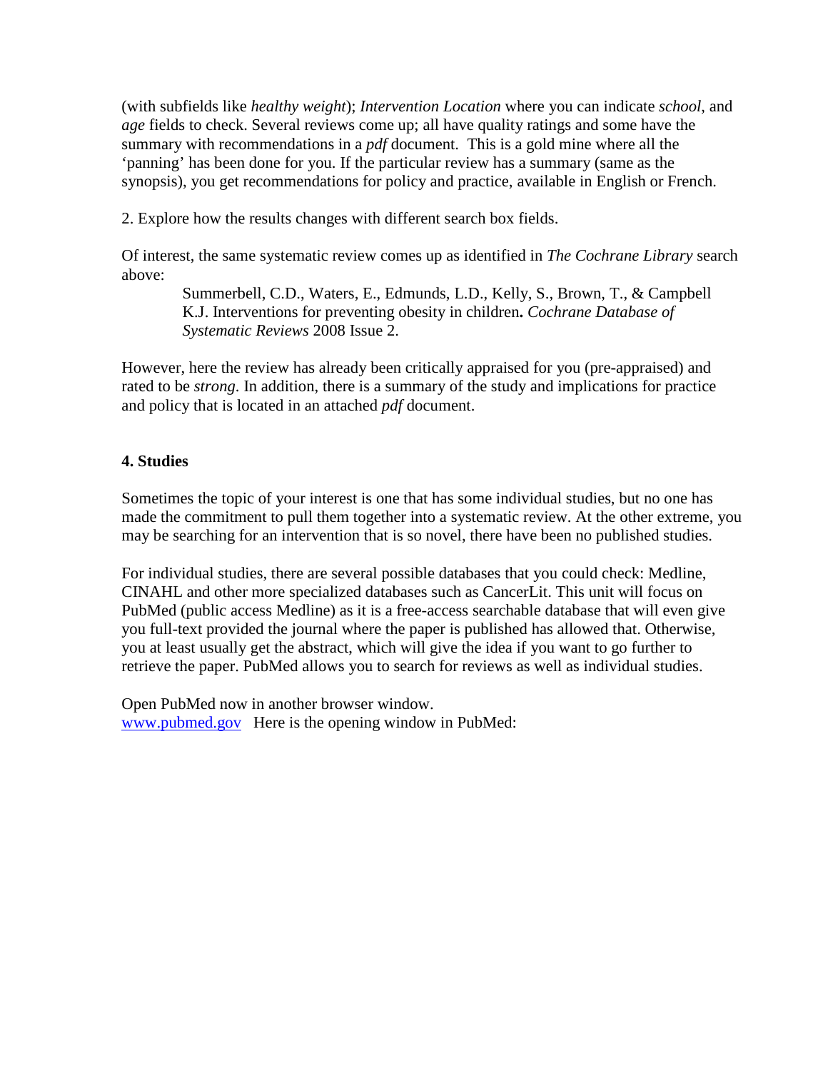(with subfields like *healthy weight*); *Intervention Location* where you can indicate *school*, and *age* fields to check. Several reviews come up; all have quality ratings and some have the summary with recommendations in a *pdf* document. This is a gold mine where all the 'panning' has been done for you. If the particular review has a summary (same as the synopsis), you get recommendations for policy and practice, available in English or French.

2. Explore how the results changes with different search box fields.

Of interest, the same systematic review comes up as identified in *The Cochrane Library* search above:

> Summerbell, C.D., Waters, E., Edmunds, L.D., Kelly, S., Brown, T., & Campbell K.J. Interventions for preventing obesity in children**.** *Cochrane Database of Systematic Reviews* 2008 Issue 2.

However, here the review has already been critically appraised for you (pre-appraised) and rated to be *strong*. In addition, there is a summary of the study and implications for practice and policy that is located in an attached *pdf* document.

## 4. Studies

Sometimes the topic of your interest is one that has some individual studies, but no one has made the commitment to pull them together into a systematic review. At the other extreme, you may be searching for an intervention that is so novel, there have been no published studies.

For individual studies, there are several possible databases that you could check: Medline, CINAHL and other more specialized databases such as CancerLit. This unit will focus on PubMed (public access Medline) as it is a free-access searchable database that will even give you full-text provided the journal where the paper is published has allowed that. Otherwise, you at least usually get the abstract, which will give the idea if you want to go further to retrieve the paper. PubMed allows you to search for reviews as well as individual studies.

Open PubMed now in another browser window.
[www.pubmed.gov](http://www.pubmed.gov) Here is the opening window in PubMed: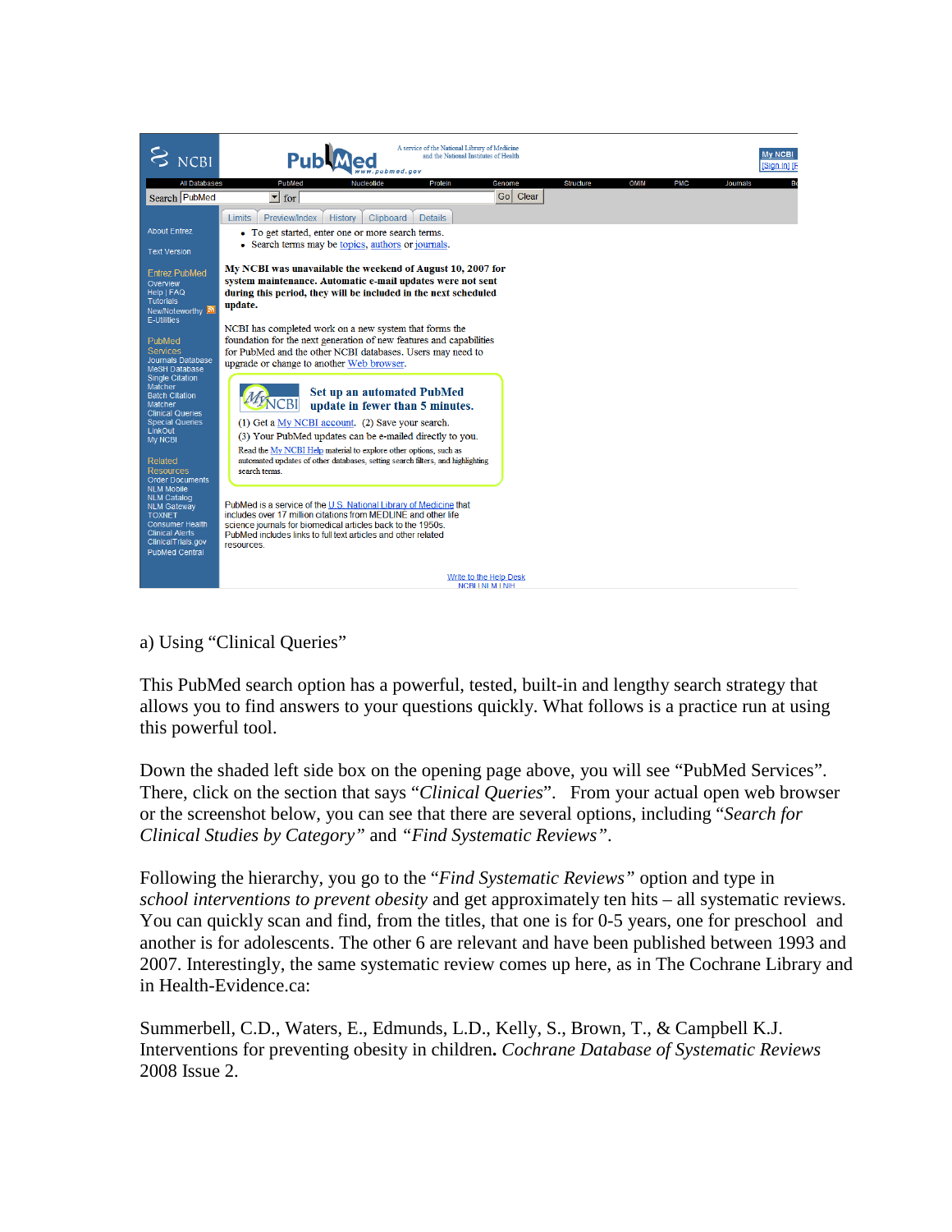a) Using "Clinical Queries"

This PubMed search option has a powerful, tested, built-in and lengthy search strategy that allows you to find answers to your questions quickly. What follows is a practice run at using this powerful tool.

Down the shaded left side box on the opening page above, you will see "PubMed Services". There, click on the section that says "*Clinical Queries*". From your actual open web browser or the screenshot below, you can see that there are several options, including "*Search for Clinical Studies by Category*" and "*Find Systematic Reviews*".

Following the hierarchy, you go to the "*Find Systematic Reviews*" option and type in *school interventions to prevent obesity* and get approximately ten hits – all systematic reviews. You can quickly scan and find, from the titles, that one is for 0-5 years, one for preschool and another is for adolescents. The other 6 are relevant and have been published between 1993 and 2007. Interestingly, the same systematic review comes up here, as in The Cochrane Library and in Health-Evidence.ca:

Summerbell, C.D., Waters, E., Edmunds, L.D., Kelly, S., Brown, T., & Campbell K.J. Interventions for preventing obesity in children**.** *Cochrane Database of Systematic Reviews* 2008 Issue 2.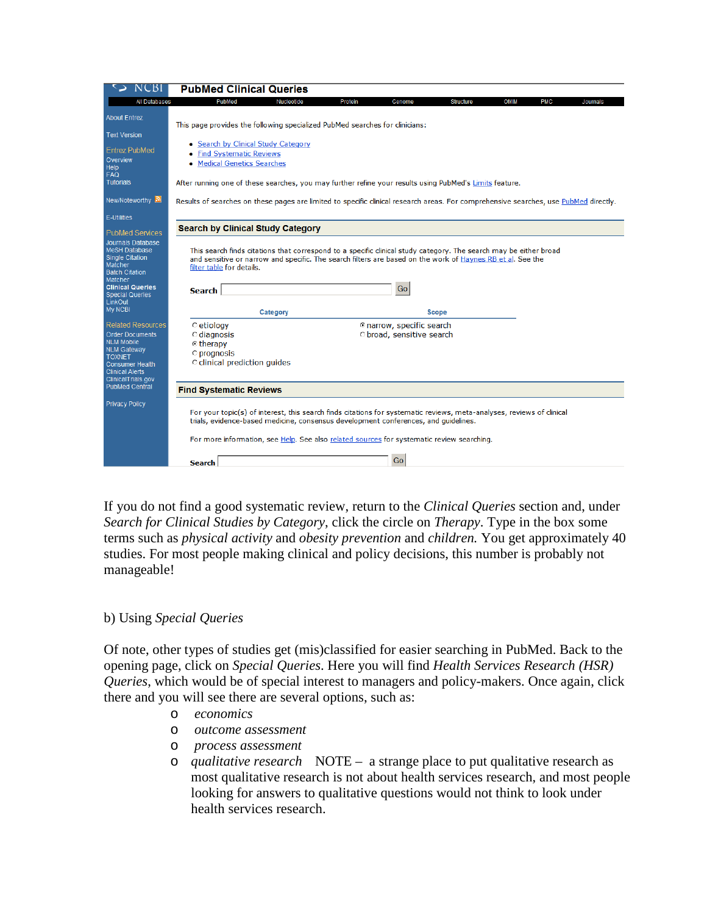# PubMed Clinical Queries

All Databases | PubMed | Nucleotide | Protein | Genome | Structure | OMIM | PMC | Journals

About Entrez

Text Version

Entrez PubMed
Overview
Help
FAQ
Tutorials

New/Noteworthy

E-Utilities

PubMed Services
Journals Database
MeSH Database
Single Citation Matcher
Batch Citation Matcher
**Clinical Queries**
Special Queries
LinkOut
My NCBI

Related Resources
Order Documents
NLM Mobile
NLM Gateway
TOXNET
Consumer Health
Clinical Alerts
ClinicalTrials.gov
PubMed Central

Privacy Policy

This page provides the following specialized PubMed searches for clinicians:

- Search by Clinical Study Category
- Find Systematic Reviews
- Medical Genetics Searches

After running one of these searches, you may further refine your results using PubMed's Limits feature.

Results of searches on these pages are limited to specific clinical research areas. For comprehensive searches, use PubMed directly.

## Search by Clinical Study Category

This search finds citations that correspond to a specific clinical study category. The search may be either broad and sensitive or narrow and specific. The search filters are based on the work of Haynes RB et al. See the filter table for details.

**Search** [ ] Go

| Category | Scope |
|---|---|
| ○ etiology | ◉ narrow, specific search |
| ○ diagnosis | ○ broad, sensitive search |
| ◉ therapy | |
| ○ prognosis | |
| ○ clinical prediction guides | |

## Find Systematic Reviews

For your topic(s) of interest, this search finds citations for systematic reviews, meta-analyses, reviews of clinical trials, evidence-based medicine, consensus development conferences, and guidelines.

For more information, see Help. See also related sources for systematic review searching.

**Search** [ ] Go

If you do not find a good systematic review, return to the *Clinical Queries* section and, under *Search for Clinical Studies by Category*, click the circle on *Therapy*. Type in the box some terms such as *physical activity* and *obesity prevention* and *children.* You get approximately 40 studies. For most people making clinical and policy decisions, this number is probably not manageable!

b) Using *Special Queries*

Of note, other types of studies get (mis)classified for easier searching in PubMed. Back to the opening page, click on *Special Queries*. Here you will find *Health Services Research (HSR) Queries*, which would be of special interest to managers and policy-makers. Once again, click there and you will see there are several options, such as:

- *economics*
- *outcome assessment*
- *process assessment*
- *qualitative research* NOTE – a strange place to put qualitative research as most qualitative research is not about health services research, and most people looking for answers to qualitative questions would not think to look under health services research.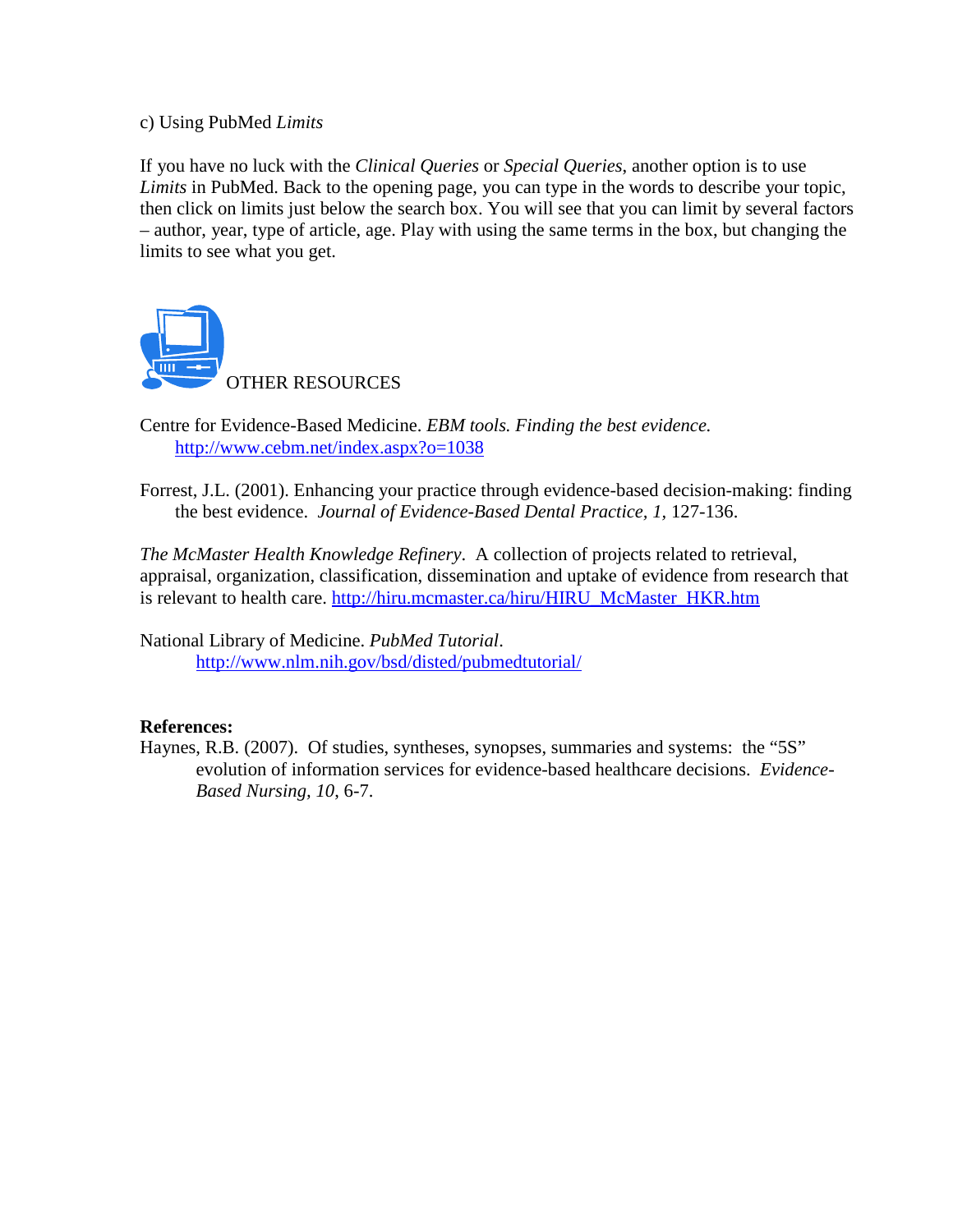c) Using PubMed *Limits*

If you have no luck with the *Clinical Queries* or *Special Queries*, another option is to use *Limits* in PubMed. Back to the opening page, you can type in the words to describe your topic, then click on limits just below the search box. You will see that you can limit by several factors – author, year, type of article, age. Play with using the same terms in the box, but changing the limits to see what you get.

OTHER RESOURCES

Centre for Evidence-Based Medicine. *EBM tools. Finding the best evidence.* http://www.cebm.net/index.aspx?o=1038

Forrest, J.L. (2001). Enhancing your practice through evidence-based decision-making: finding the best evidence. *Journal of Evidence-Based Dental Practice, 1,* 127-136.

*The McMaster Health Knowledge Refinery*. A collection of projects related to retrieval, appraisal, organization, classification, dissemination and uptake of evidence from research that is relevant to health care. http://hiru.mcmaster.ca/hiru/HIRU_McMaster_HKR.htm

National Library of Medicine. *PubMed Tutorial*. http://www.nlm.nih.gov/bsd/disted/pubmedtutorial/

**References:**

Haynes, R.B. (2007). Of studies, syntheses, synopses, summaries and systems: the “5S” evolution of information services for evidence-based healthcare decisions. *Evidence-Based Nursing, 10*, 6-7.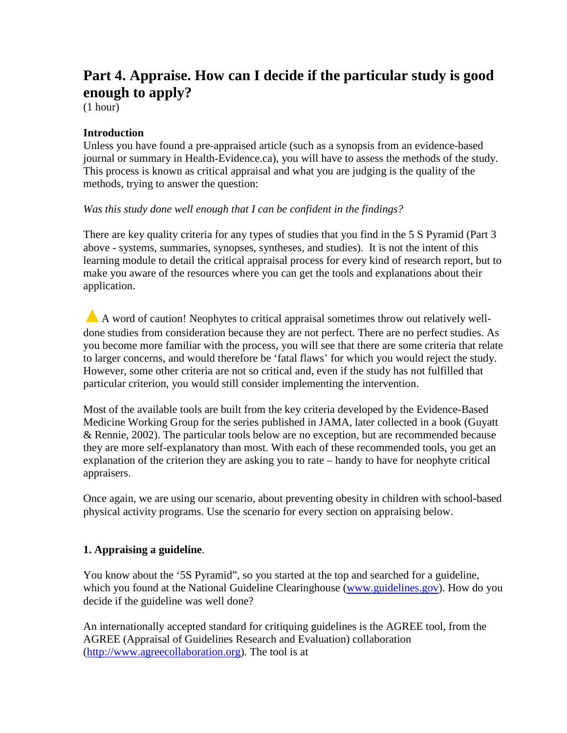# Part 4. Appraise. How can I decide if the particular study is good enough to apply?

(1 hour)

**Introduction**

Unless you have found a pre-appraised article (such as a synopsis from an evidence-based journal or summary in Health-Evidence.ca), you will have to assess the methods of the study. This process is known as critical appraisal and what you are judging is the quality of the methods, trying to answer the question:

*Was this study done well enough that I can be confident in the findings?*

There are key quality criteria for any types of studies that you find in the 5 S Pyramid (Part 3 above - systems, summaries, synopses, syntheses, and studies). It is not the intent of this learning module to detail the critical appraisal process for every kind of research report, but to make you aware of the resources where you can get the tools and explanations about their application.

⚠ A word of caution! Neophytes to critical appraisal sometimes throw out relatively well-done studies from consideration because they are not perfect. There are no perfect studies. As you become more familiar with the process, you will see that there are some criteria that relate to larger concerns, and would therefore be 'fatal flaws' for which you would reject the study. However, some other criteria are not so critical and, even if the study has not fulfilled that particular criterion, you would still consider implementing the intervention.

Most of the available tools are built from the key criteria developed by the Evidence-Based Medicine Working Group for the series published in JAMA, later collected in a book (Guyatt & Rennie, 2002). The particular tools below are no exception, but are recommended because they are more self-explanatory than most. With each of these recommended tools, you get an explanation of the criterion they are asking you to rate – handy to have for neophyte critical appraisers.

Once again, we are using our scenario, about preventing obesity in children with school-based physical activity programs. Use the scenario for every section on appraising below.

**1. Appraising a guideline**.

You know about the '5S Pyramid", so you started at the top and searched for a guideline, which you found at the National Guideline Clearinghouse (www.guidelines.gov). How do you decide if the guideline was well done?

An internationally accepted standard for critiquing guidelines is the AGREE tool, from the AGREE (Appraisal of Guidelines Research and Evaluation) collaboration (http://www.agreecollaboration.org). The tool is at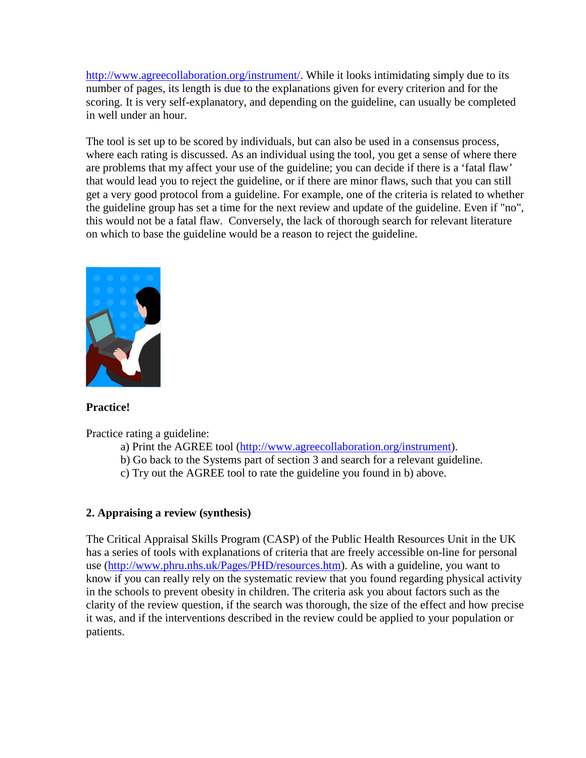http://www.agreecollaboration.org/instrument/. While it looks intimidating simply due to its number of pages, its length is due to the explanations given for every criterion and for the scoring. It is very self-explanatory, and depending on the guideline, can usually be completed in well under an hour.

The tool is set up to be scored by individuals, but can also be used in a consensus process, where each rating is discussed. As an individual using the tool, you get a sense of where there are problems that my affect your use of the guideline; you can decide if there is a 'fatal flaw' that would lead you to reject the guideline, or if there are minor flaws, such that you can still get a very good protocol from a guideline. For example, one of the criteria is related to whether the guideline group has set a time for the next review and update of the guideline. Even if "no", this would not be a fatal flaw. Conversely, the lack of thorough search for relevant literature on which to base the guideline would be a reason to reject the guideline.

**Practice!**

Practice rating a guideline:

a) Print the AGREE tool (http://www.agreecollaboration.org/instrument).
b) Go back to the Systems part of section 3 and search for a relevant guideline.
c) Try out the AGREE tool to rate the guideline you found in b) above.

**2. Appraising a review (synthesis)**

The Critical Appraisal Skills Program (CASP) of the Public Health Resources Unit in the UK has a series of tools with explanations of criteria that are freely accessible on-line for personal use (http://www.phru.nhs.uk/Pages/PHD/resources.htm). As with a guideline, you want to know if you can really rely on the systematic review that you found regarding physical activity in the schools to prevent obesity in children. The criteria ask you about factors such as the clarity of the review question, if the search was thorough, the size of the effect and how precise it was, and if the interventions described in the review could be applied to your population or patients.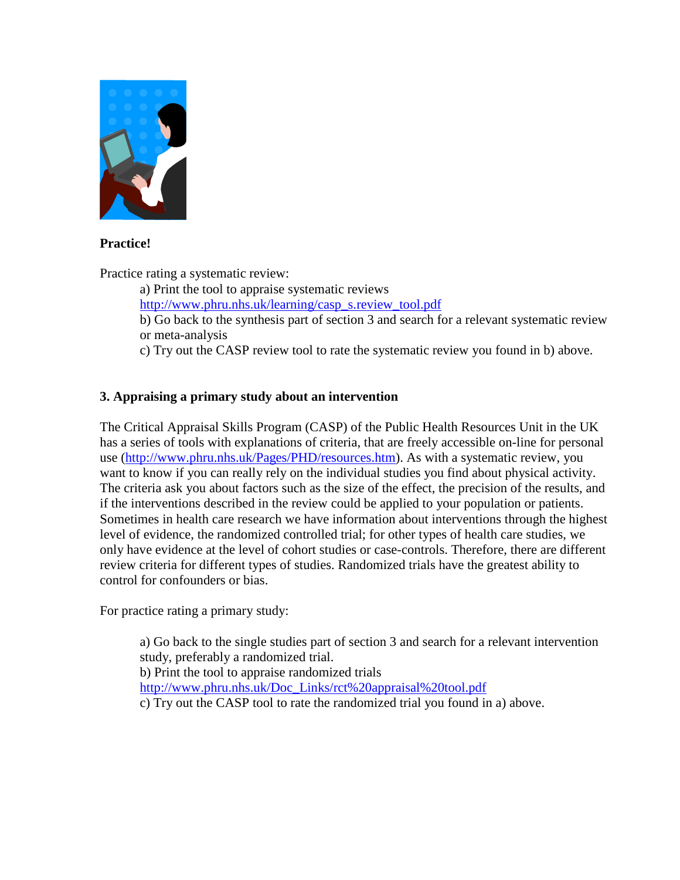**Practice!**

Practice rating a systematic review:

a) Print the tool to appraise systematic reviews
http://www.phru.nhs.uk/learning/casp_s.review_tool.pdf

b) Go back to the synthesis part of section 3 and search for a relevant systematic review or meta-analysis

c) Try out the CASP review tool to rate the systematic review you found in b) above.

## 3. Appraising a primary study about an intervention

The Critical Appraisal Skills Program (CASP) of the Public Health Resources Unit in the UK has a series of tools with explanations of criteria, that are freely accessible on-line for personal use (http://www.phru.nhs.uk/Pages/PHD/resources.htm). As with a systematic review, you want to know if you can really rely on the individual studies you find about physical activity. The criteria ask you about factors such as the size of the effect, the precision of the results, and if the interventions described in the review could be applied to your population or patients. Sometimes in health care research we have information about interventions through the highest level of evidence, the randomized controlled trial; for other types of health care studies, we only have evidence at the level of cohort studies or case-controls. Therefore, there are different review criteria for different types of studies. Randomized trials have the greatest ability to control for confounders or bias.

For practice rating a primary study:

a) Go back to the single studies part of section 3 and search for a relevant intervention study, preferably a randomized trial.

b) Print the tool to appraise randomized trials
http://www.phru.nhs.uk/Doc_Links/rct%20appraisal%20tool.pdf

c) Try out the CASP tool to rate the randomized trial you found in a) above.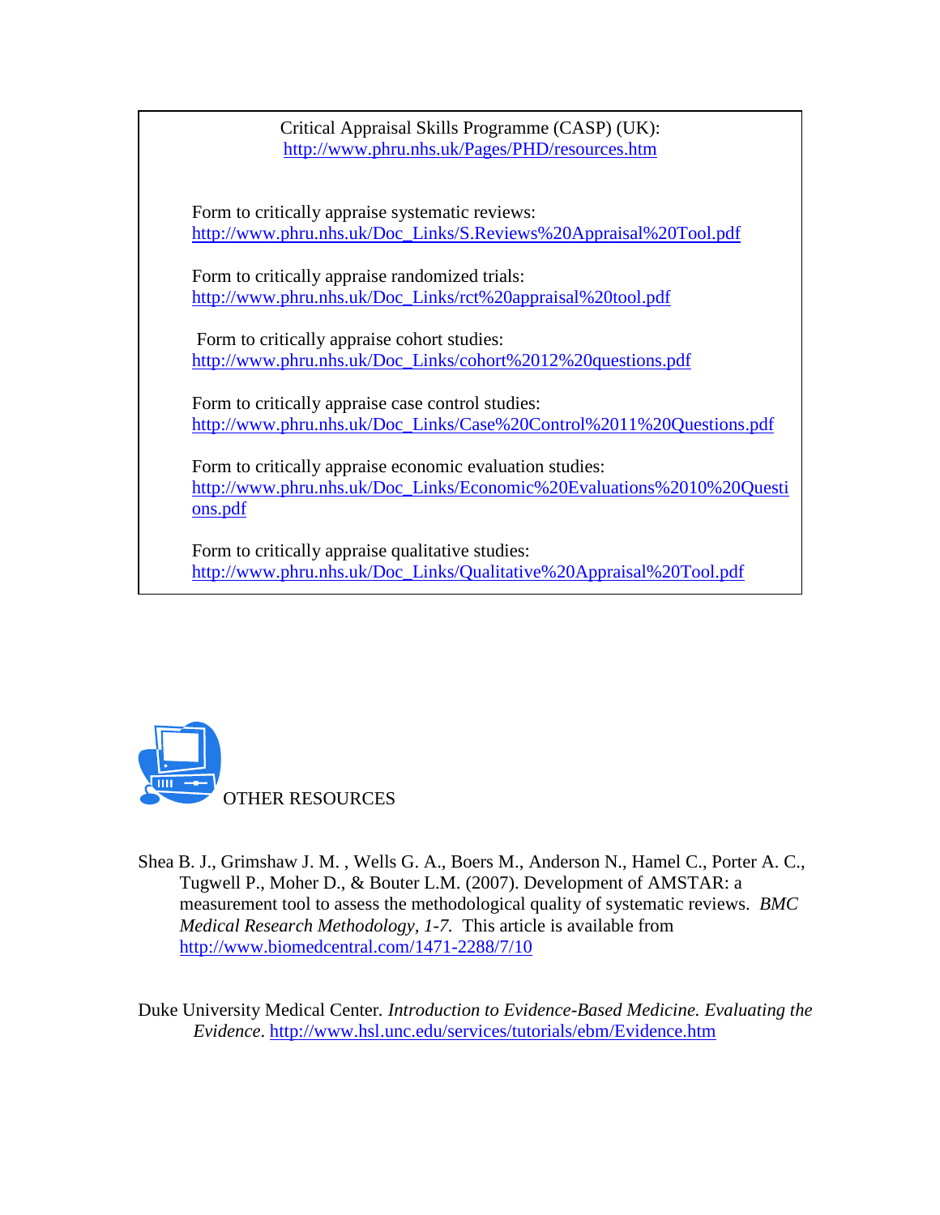Critical Appraisal Skills Programme (CASP) (UK):
http://www.phru.nhs.uk/Pages/PHD/resources.htm

Form to critically appraise systematic reviews:
http://www.phru.nhs.uk/Doc_Links/S.Reviews%20Appraisal%20Tool.pdf

Form to critically appraise randomized trials:
http://www.phru.nhs.uk/Doc_Links/rct%20appraisal%20tool.pdf

Form to critically appraise cohort studies:
http://www.phru.nhs.uk/Doc_Links/cohort%2012%20questions.pdf

Form to critically appraise case control studies:
http://www.phru.nhs.uk/Doc_Links/Case%20Control%2011%20Questions.pdf

Form to critically appraise economic evaluation studies:
http://www.phru.nhs.uk/Doc_Links/Economic%20Evaluations%2010%20Questions.pdf

Form to critically appraise qualitative studies:
http://www.phru.nhs.uk/Doc_Links/Qualitative%20Appraisal%20Tool.pdf

## OTHER RESOURCES

Shea B. J., Grimshaw J. M. , Wells G. A., Boers M., Anderson N., Hamel C., Porter A. C., Tugwell P., Moher D., & Bouter L.M. (2007). Development of AMSTAR: a measurement tool to assess the methodological quality of systematic reviews. *BMC Medical Research Methodology, 1-7.* This article is available from http://www.biomedcentral.com/1471-2288/7/10

Duke University Medical Center. *Introduction to Evidence-Based Medicine. Evaluating the Evidence*. http://www.hsl.unc.edu/services/tutorials/ebm/Evidence.htm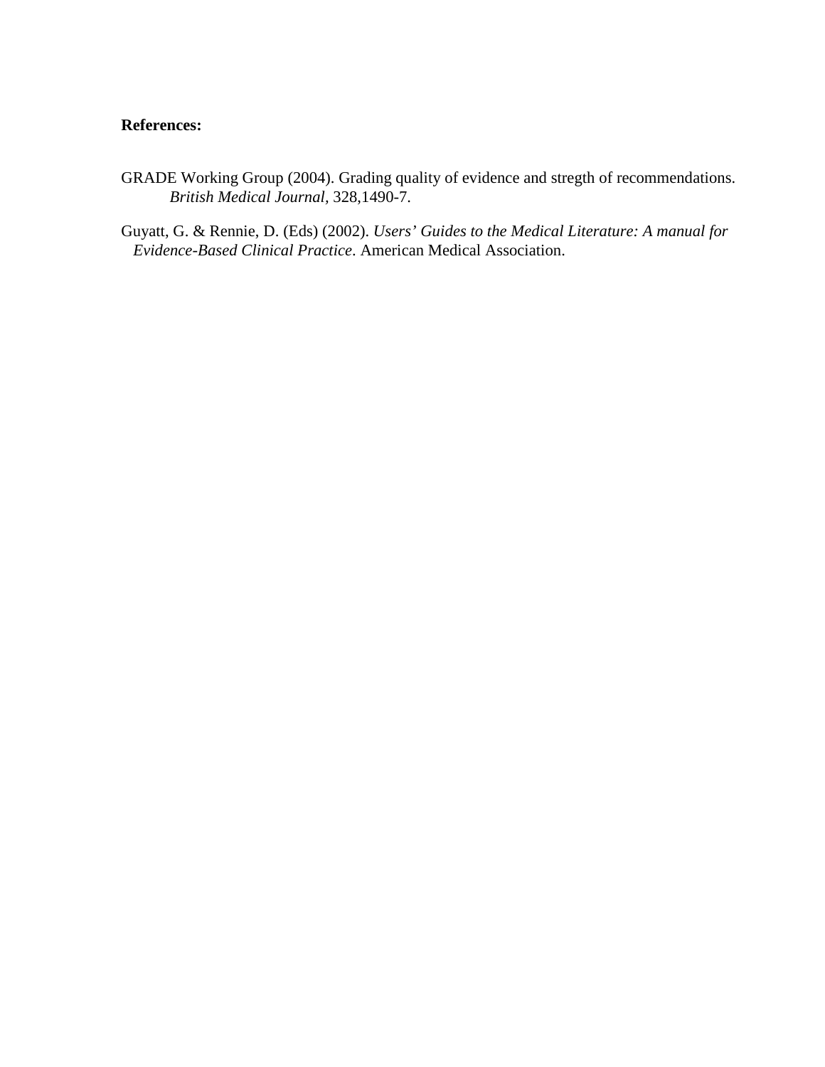**References:**

GRADE Working Group (2004). Grading quality of evidence and stregth of recommendations. *British Medical Journal*, 328,1490-7.

Guyatt, G. & Rennie, D. (Eds) (2002). *Users' Guides to the Medical Literature: A manual for Evidence-Based Clinical Practice*. American Medical Association.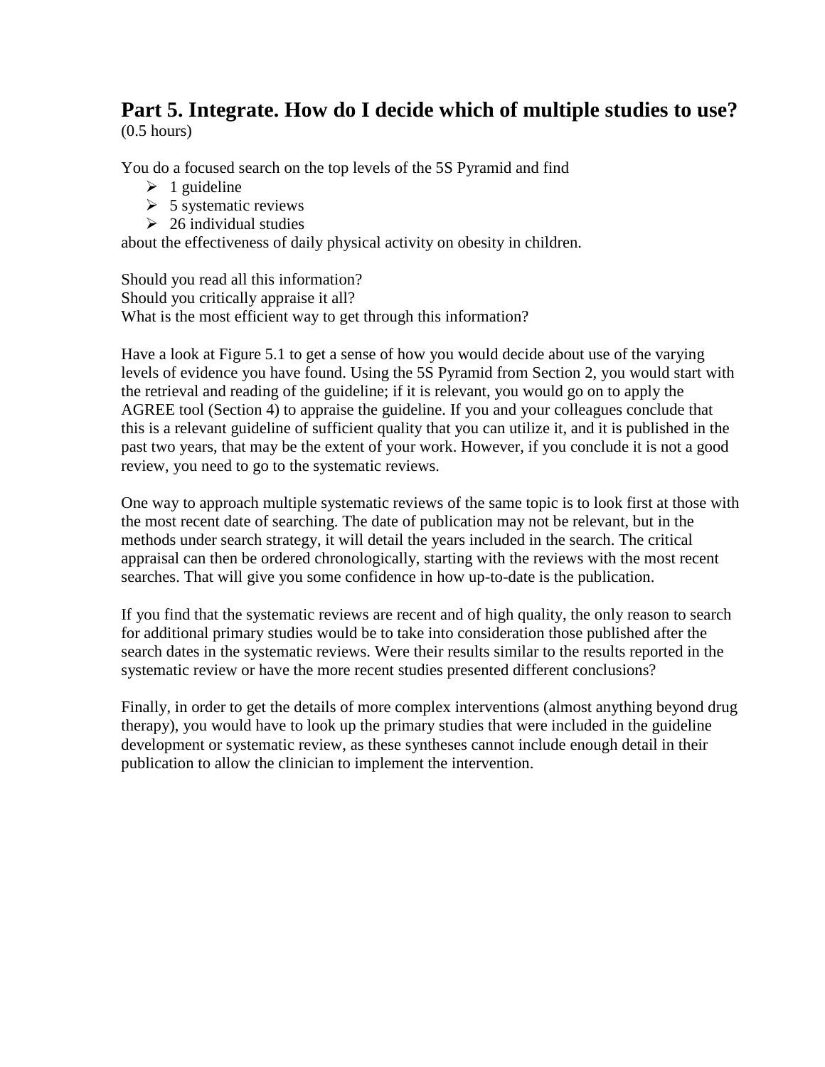## Part 5. Integrate. How do I decide which of multiple studies to use?

(0.5 hours)

You do a focused search on the top levels of the 5S Pyramid and find

- 1 guideline
- 5 systematic reviews
- 26 individual studies

about the effectiveness of daily physical activity on obesity in children.

Should you read all this information?
Should you critically appraise it all?
What is the most efficient way to get through this information?

Have a look at Figure 5.1 to get a sense of how you would decide about use of the varying levels of evidence you have found. Using the 5S Pyramid from Section 2, you would start with the retrieval and reading of the guideline; if it is relevant, you would go on to apply the AGREE tool (Section 4) to appraise the guideline. If you and your colleagues conclude that this is a relevant guideline of sufficient quality that you can utilize it, and it is published in the past two years, that may be the extent of your work. However, if you conclude it is not a good review, you need to go to the systematic reviews.

One way to approach multiple systematic reviews of the same topic is to look first at those with the most recent date of searching. The date of publication may not be relevant, but in the methods under search strategy, it will detail the years included in the search. The critical appraisal can then be ordered chronologically, starting with the reviews with the most recent searches. That will give you some confidence in how up-to-date is the publication.

If you find that the systematic reviews are recent and of high quality, the only reason to search for additional primary studies would be to take into consideration those published after the search dates in the systematic reviews. Were their results similar to the results reported in the systematic review or have the more recent studies presented different conclusions?

Finally, in order to get the details of more complex interventions (almost anything beyond drug therapy), you would have to look up the primary studies that were included in the guideline development or systematic review, as these syntheses cannot include enough detail in their publication to allow the clinician to implement the intervention.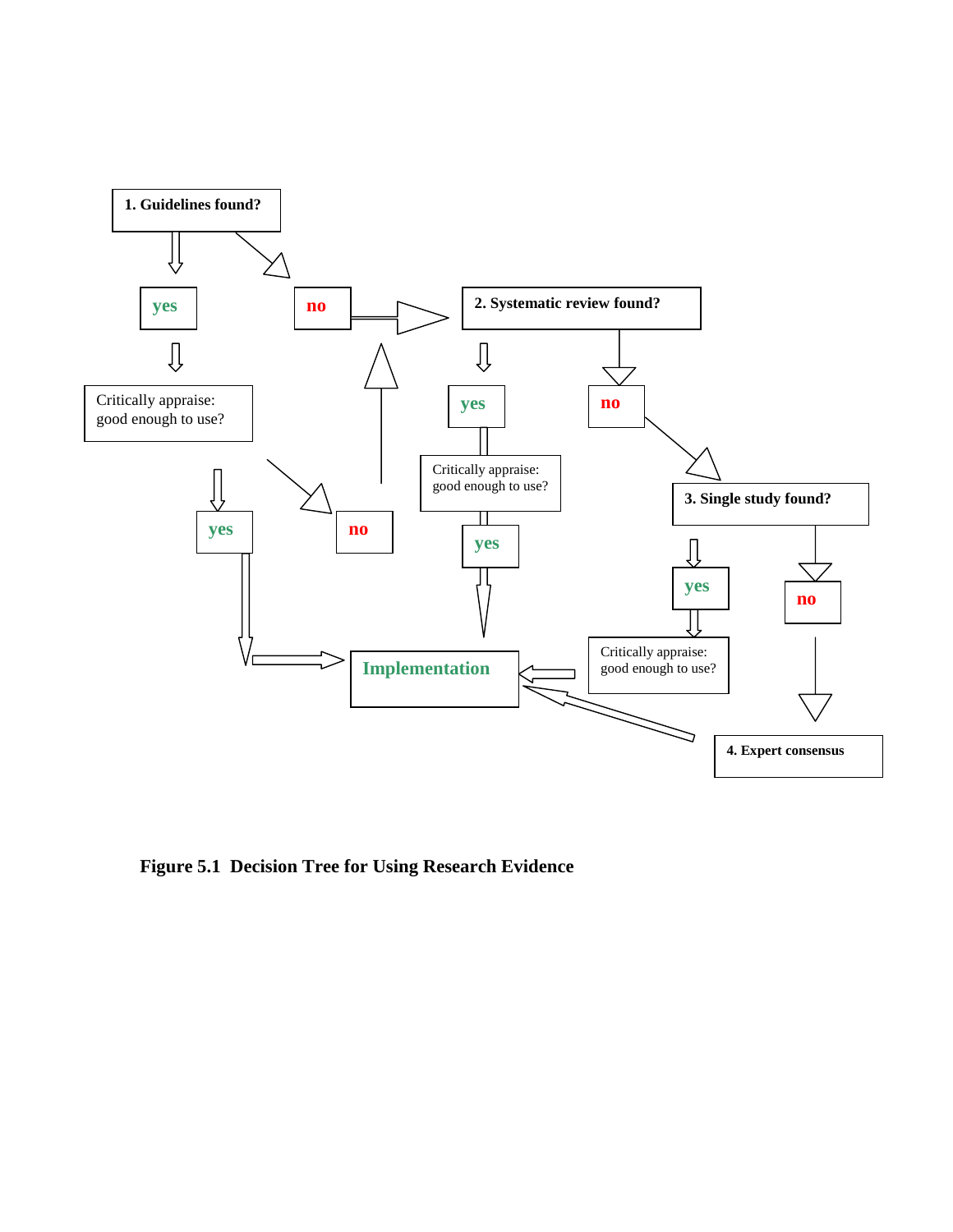1. Guidelines found?

yes

no

Critically appraise: good enough to use?

yes

no

2. Systematic review found?

yes

no

Critically appraise: good enough to use?

yes

3. Single study found?

yes

no

Critically appraise: good enough to use?

Implementation

4. Expert consensus

**Figure 5.1 Decision Tree for Using Research Evidence**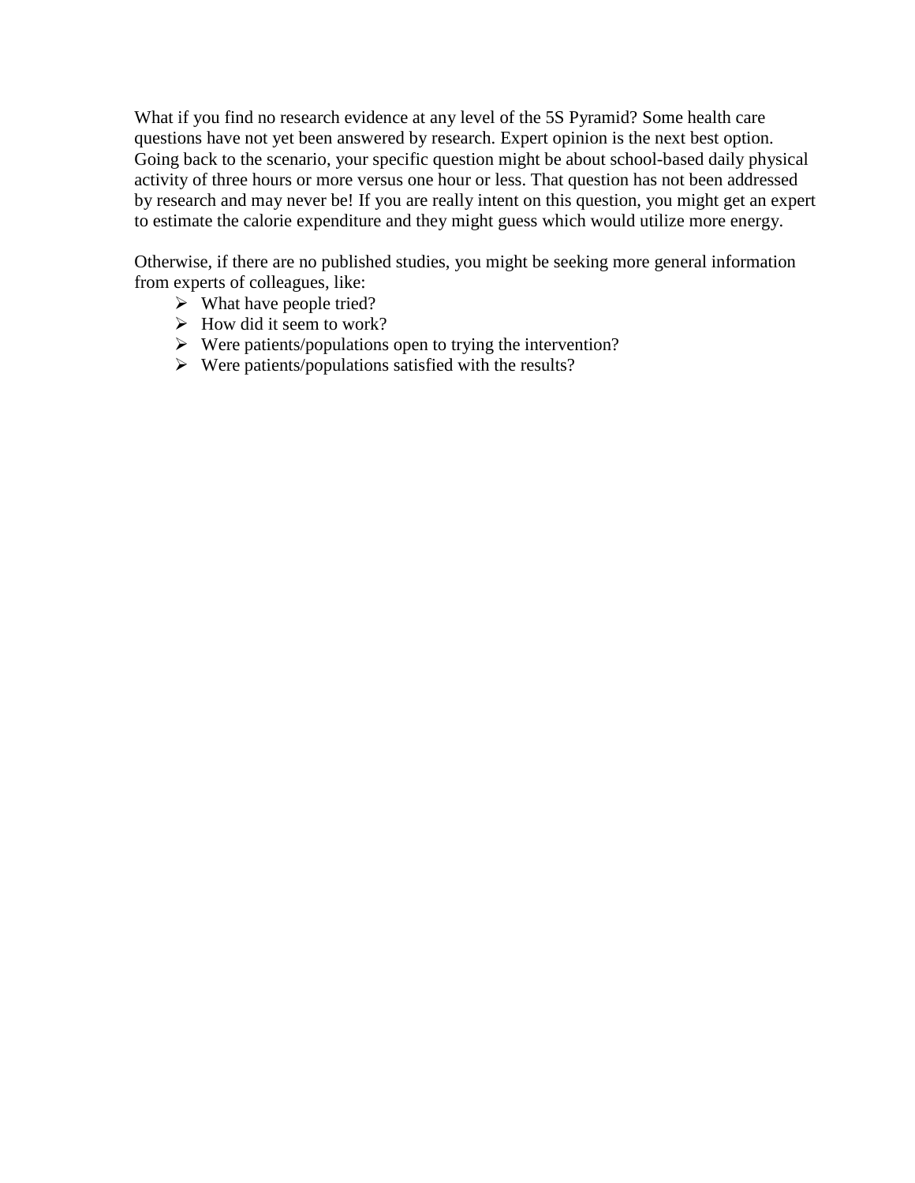What if you find no research evidence at any level of the 5S Pyramid? Some health care questions have not yet been answered by research. Expert opinion is the next best option. Going back to the scenario, your specific question might be about school-based daily physical activity of three hours or more versus one hour or less. That question has not been addressed by research and may never be! If you are really intent on this question, you might get an expert to estimate the calorie expenditure and they might guess which would utilize more energy.

Otherwise, if there are no published studies, you might be seeking more general information from experts of colleagues, like:

- What have people tried?
- How did it seem to work?
- Were patients/populations open to trying the intervention?
- Were patients/populations satisfied with the results?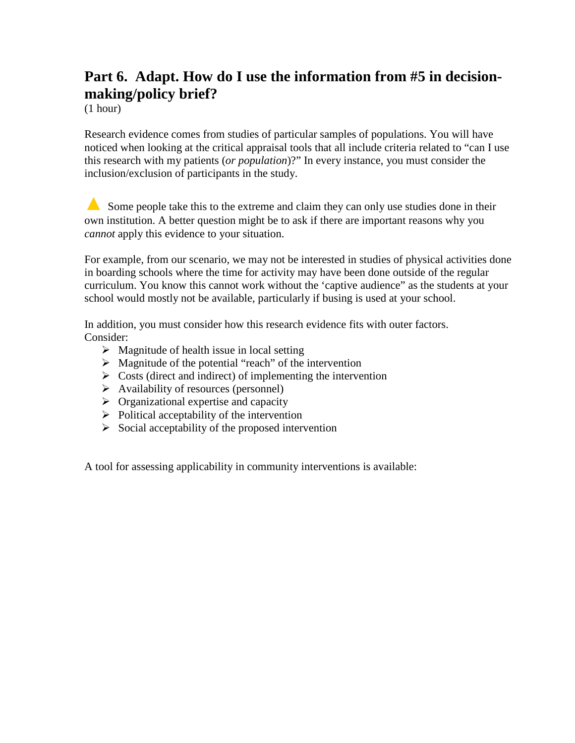## Part 6. Adapt. How do I use the information from #5 in decision-making/policy brief?

(1 hour)

Research evidence comes from studies of particular samples of populations. You will have noticed when looking at the critical appraisal tools that all include criteria related to "can I use this research with my patients (*or population*)?" In every instance, you must consider the inclusion/exclusion of participants in the study.

⚠ Some people take this to the extreme and claim they can only use studies done in their own institution. A better question might be to ask if there are important reasons why you *cannot* apply this evidence to your situation.

For example, from our scenario, we may not be interested in studies of physical activities done in boarding schools where the time for activity may have been done outside of the regular curriculum. You know this cannot work without the 'captive audience" as the students at your school would mostly not be available, particularly if busing is used at your school.

In addition, you must consider how this research evidence fits with outer factors. Consider:

- Magnitude of health issue in local setting
- Magnitude of the potential "reach" of the intervention
- Costs (direct and indirect) of implementing the intervention
- Availability of resources (personnel)
- Organizational expertise and capacity
- Political acceptability of the intervention
- Social acceptability of the proposed intervention

A tool for assessing applicability in community interventions is available: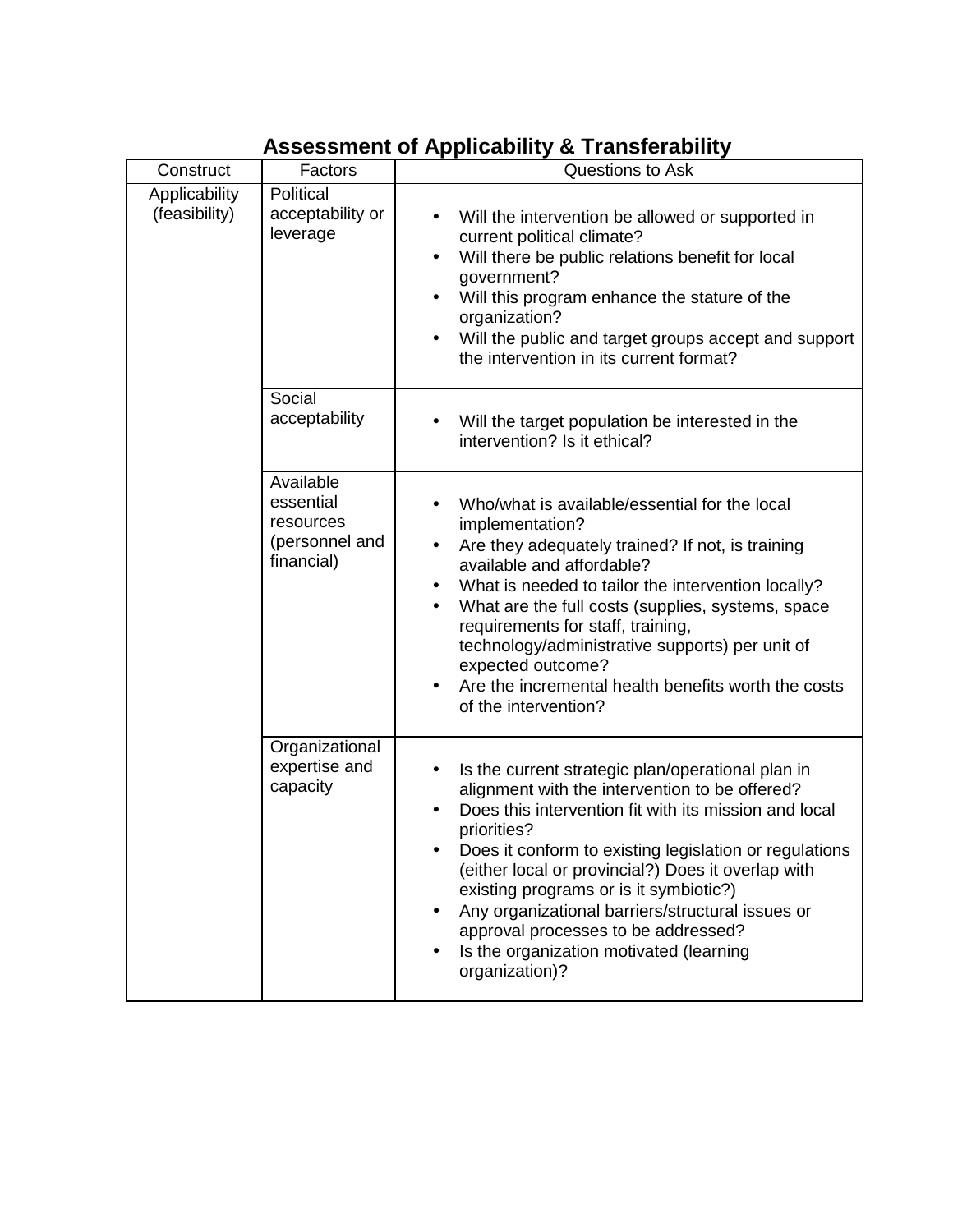## Assessment of Applicability & Transferability

| Construct | Factors | Questions to Ask |
|---|---|---|
| Applicability (feasibility) | Political acceptability or leverage | • Will the intervention be allowed or supported in current political climate?<br>• Will there be public relations benefit for local government?<br>• Will this program enhance the stature of the organization?<br>• Will the public and target groups accept and support the intervention in its current format? |
| | Social acceptability | • Will the target population be interested in the intervention? Is it ethical? |
| | Available essential resources (personnel and financial) | • Who/what is available/essential for the local implementation?<br>• Are they adequately trained? If not, is training available and affordable?<br>• What is needed to tailor the intervention locally?<br>• What are the full costs (supplies, systems, space requirements for staff, training, technology/administrative supports) per unit of expected outcome?<br>• Are the incremental health benefits worth the costs of the intervention? |
| | Organizational expertise and capacity | • Is the current strategic plan/operational plan in alignment with the intervention to be offered?<br>• Does this intervention fit with its mission and local priorities?<br>• Does it conform to existing legislation or regulations (either local or provincial?) Does it overlap with existing programs or is it symbiotic?)<br>• Any organizational barriers/structural issues or approval processes to be addressed?<br>• Is the organization motivated (learning organization)? |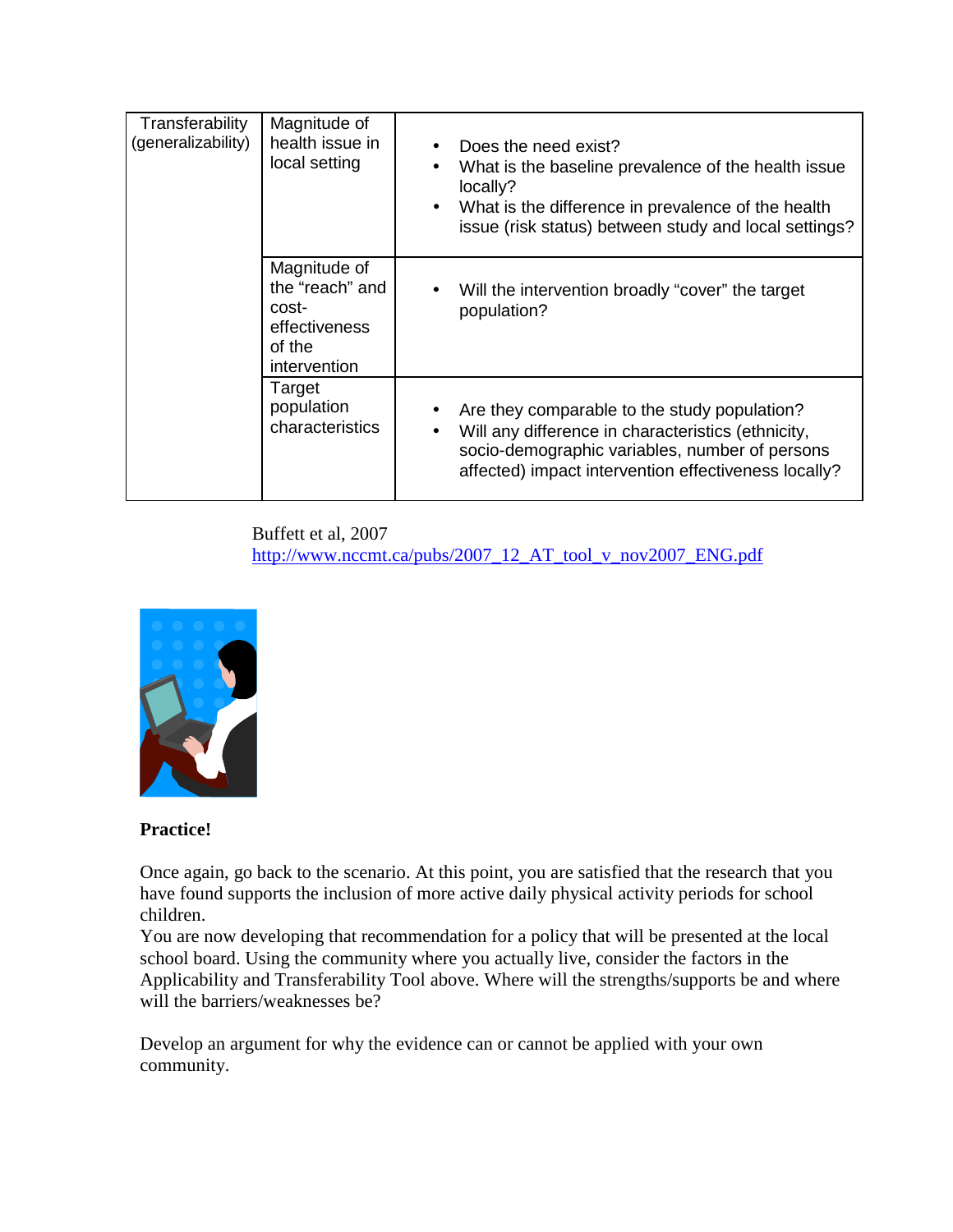| | | |
|---|---|---|
| Transferability (generalizability) | Magnitude of health issue in local setting | • Does the need exist?<br>• What is the baseline prevalence of the health issue locally?<br>• What is the difference in prevalence of the health issue (risk status) between study and local settings? |
| | Magnitude of the "reach" and cost-effectiveness of the intervention | • Will the intervention broadly "cover" the target population? |
| | Target population characteristics | • Are they comparable to the study population?<br>• Will any difference in characteristics (ethnicity, socio-demographic variables, number of persons affected) impact intervention effectiveness locally? |

Buffett et al, 2007
http://www.nccmt.ca/pubs/2007_12_AT_tool_v_nov2007_ENG.pdf

**Practice!**

Once again, go back to the scenario. At this point, you are satisfied that the research that you have found supports the inclusion of more active daily physical activity periods for school children.
You are now developing that recommendation for a policy that will be presented at the local school board. Using the community where you actually live, consider the factors in the Applicability and Transferability Tool above. Where will the strengths/supports be and where will the barriers/weaknesses be?

Develop an argument for why the evidence can or cannot be applied with your own community.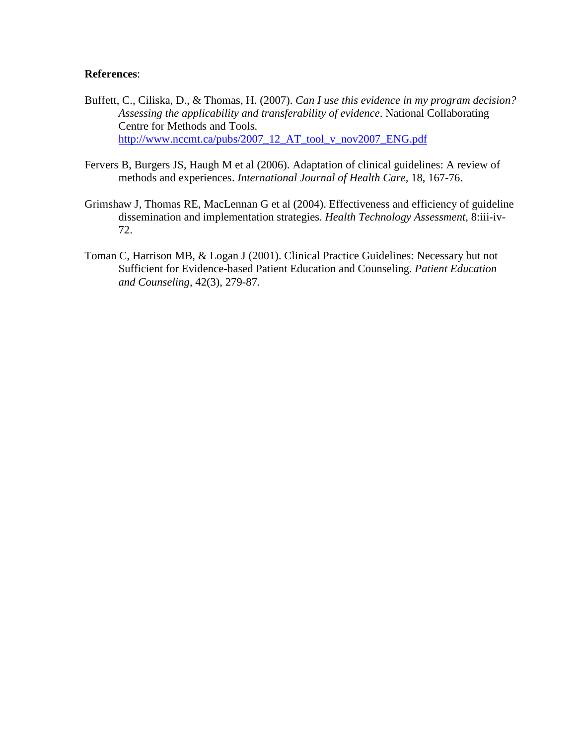**References**:

Buffett, C., Ciliska, D., & Thomas, H. (2007). *Can I use this evidence in my program decision? Assessing the applicability and transferability of evidence*. National Collaborating Centre for Methods and Tools. http://www.nccmt.ca/pubs/2007_12_AT_tool_v_nov2007_ENG.pdf

Fervers B, Burgers JS, Haugh M et al (2006). Adaptation of clinical guidelines: A review of methods and experiences. *International Journal of Health Care*, 18, 167-76.

Grimshaw J, Thomas RE, MacLennan G et al (2004). Effectiveness and efficiency of guideline dissemination and implementation strategies. *Health Technology Assessment*, 8:iii-iv-72.

Toman C, Harrison MB, & Logan J (2001). Clinical Practice Guidelines: Necessary but not Sufficient for Evidence-based Patient Education and Counseling. *Patient Education and Counseling*, 42(3), 279-87.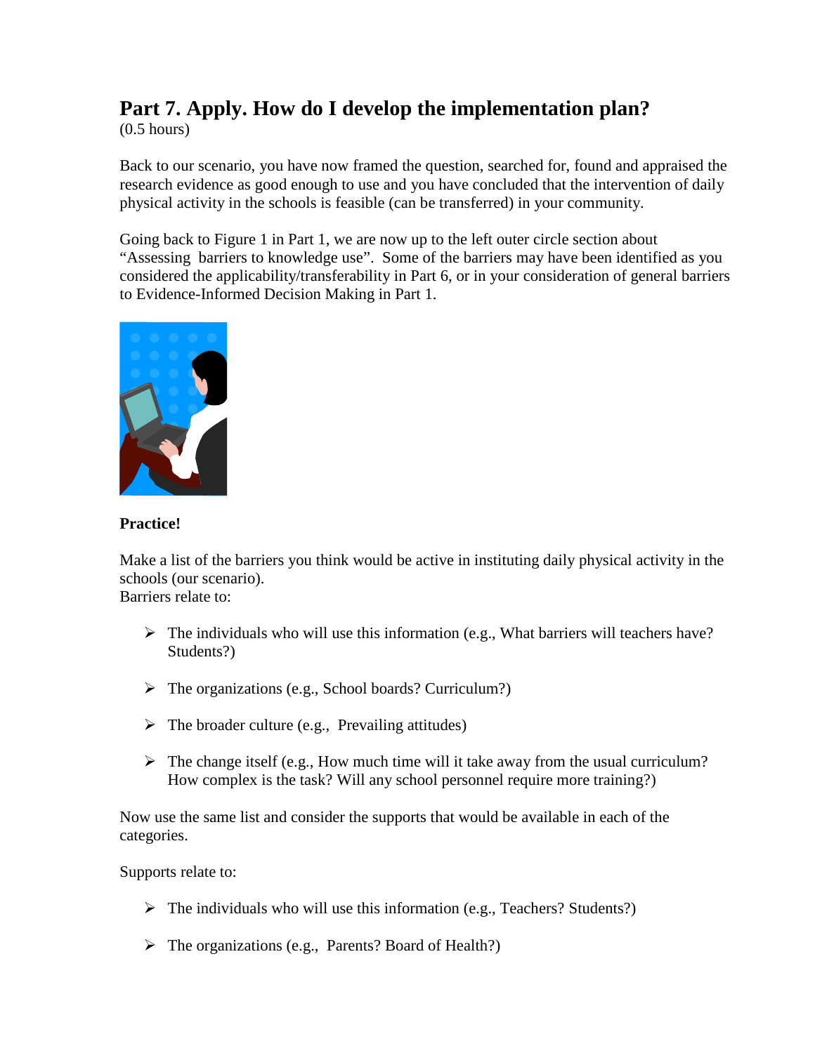## Part 7. Apply. How do I develop the implementation plan?

(0.5 hours)

Back to our scenario, you have now framed the question, searched for, found and appraised the research evidence as good enough to use and you have concluded that the intervention of daily physical activity in the schools is feasible (can be transferred) in your community.

Going back to Figure 1 in Part 1, we are now up to the left outer circle section about "Assessing barriers to knowledge use". Some of the barriers may have been identified as you considered the applicability/transferability in Part 6, or in your consideration of general barriers to Evidence-Informed Decision Making in Part 1.

**Practice!**

Make a list of the barriers you think would be active in instituting daily physical activity in the schools (our scenario).
Barriers relate to:

- The individuals who will use this information (e.g., What barriers will teachers have? Students?)
- The organizations (e.g., School boards? Curriculum?)
- The broader culture (e.g., Prevailing attitudes)
- The change itself (e.g., How much time will it take away from the usual curriculum? How complex is the task? Will any school personnel require more training?)

Now use the same list and consider the supports that would be available in each of the categories.

Supports relate to:

- The individuals who will use this information (e.g., Teachers? Students?)
- The organizations (e.g., Parents? Board of Health?)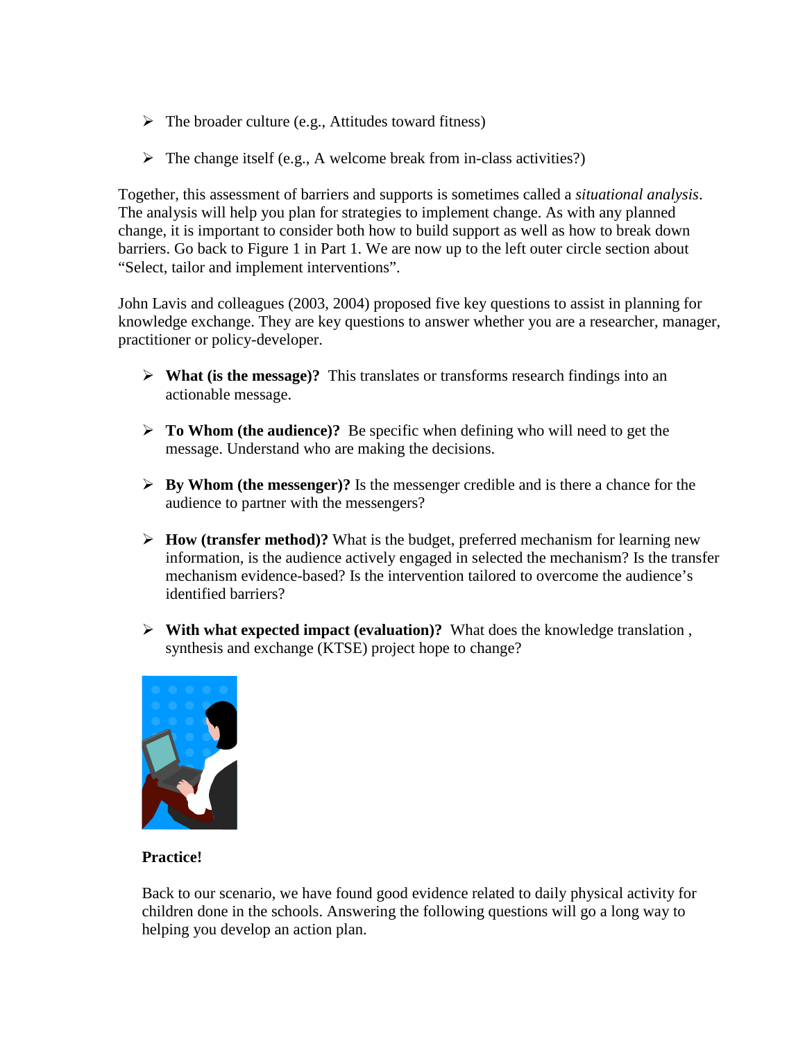- The broader culture (e.g., Attitudes toward fitness)
- The change itself (e.g., A welcome break from in-class activities?)

Together, this assessment of barriers and supports is sometimes called a *situational analysis*. The analysis will help you plan for strategies to implement change. As with any planned change, it is important to consider both how to build support as well as how to break down barriers. Go back to Figure 1 in Part 1. We are now up to the left outer circle section about "Select, tailor and implement interventions".

John Lavis and colleagues (2003, 2004) proposed five key questions to assist in planning for knowledge exchange. They are key questions to answer whether you are a researcher, manager, practitioner or policy-developer.

- **What (is the message)?** This translates or transforms research findings into an actionable message.
- **To Whom (the audience)?** Be specific when defining who will need to get the message. Understand who are making the decisions.
- **By Whom (the messenger)?** Is the messenger credible and is there a chance for the audience to partner with the messengers?
- **How (transfer method)?** What is the budget, preferred mechanism for learning new information, is the audience actively engaged in selected the mechanism? Is the transfer mechanism evidence-based? Is the intervention tailored to overcome the audience's identified barriers?
- **With what expected impact (evaluation)?** What does the knowledge translation , synthesis and exchange (KTSE) project hope to change?

**Practice!**

Back to our scenario, we have found good evidence related to daily physical activity for children done in the schools. Answering the following questions will go a long way to helping you develop an action plan.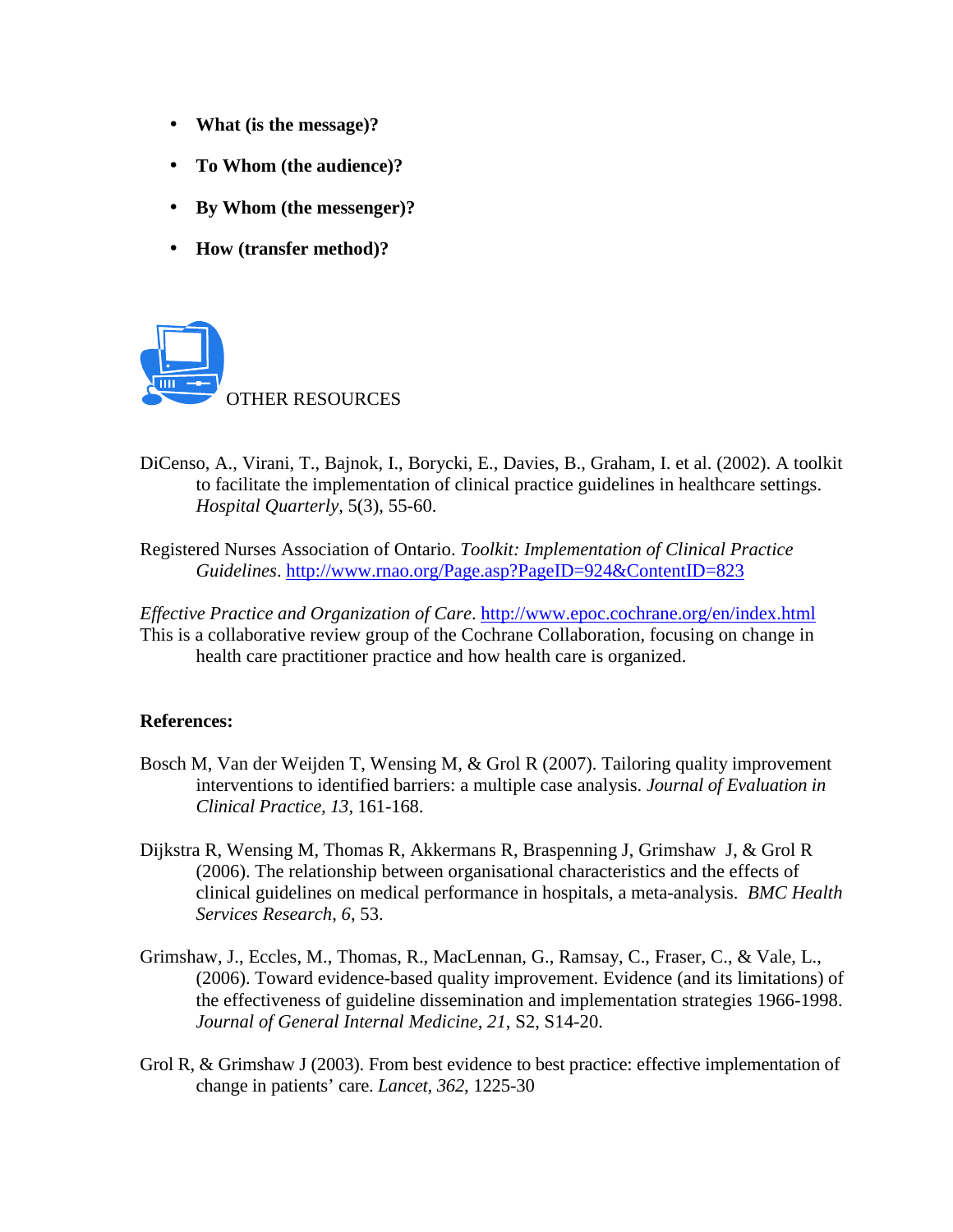- **What (is the message)?**
- **To Whom (the audience)?**
- **By Whom (the messenger)?**
- **How (transfer method)?**

OTHER RESOURCES

DiCenso, A., Virani, T., Bajnok, I., Borycki, E., Davies, B., Graham, I. et al. (2002). A toolkit to facilitate the implementation of clinical practice guidelines in healthcare settings. *Hospital Quarterly*, 5(3), 55-60.

Registered Nurses Association of Ontario. *Toolkit: Implementation of Clinical Practice Guidelines*. http://www.rnao.org/Page.asp?PageID=924&ContentID=823

*Effective Practice and Organization of Care*. http://www.epoc.cochrane.org/en/index.html
This is a collaborative review group of the Cochrane Collaboration, focusing on change in health care practitioner practice and how health care is organized.

**References:**

Bosch M, Van der Weijden T, Wensing M, & Grol R (2007). Tailoring quality improvement interventions to identified barriers: a multiple case analysis. *Journal of Evaluation in Clinical Practice, 13,* 161-168.

Dijkstra R, Wensing M, Thomas R, Akkermans R, Braspenning J, Grimshaw J, & Grol R (2006). The relationship between organisational characteristics and the effects of clinical guidelines on medical performance in hospitals, a meta-analysis. *BMC Health Services Research, 6,* 53.

Grimshaw, J., Eccles, M., Thomas, R., MacLennan, G., Ramsay, C., Fraser, C., & Vale, L., (2006). Toward evidence-based quality improvement. Evidence (and its limitations) of the effectiveness of guideline dissemination and implementation strategies 1966-1998. *Journal of General Internal Medicine, 21,* S2, S14-20.

Grol R, & Grimshaw J (2003). From best evidence to best practice: effective implementation of change in patients' care. *Lancet, 362,* 1225-30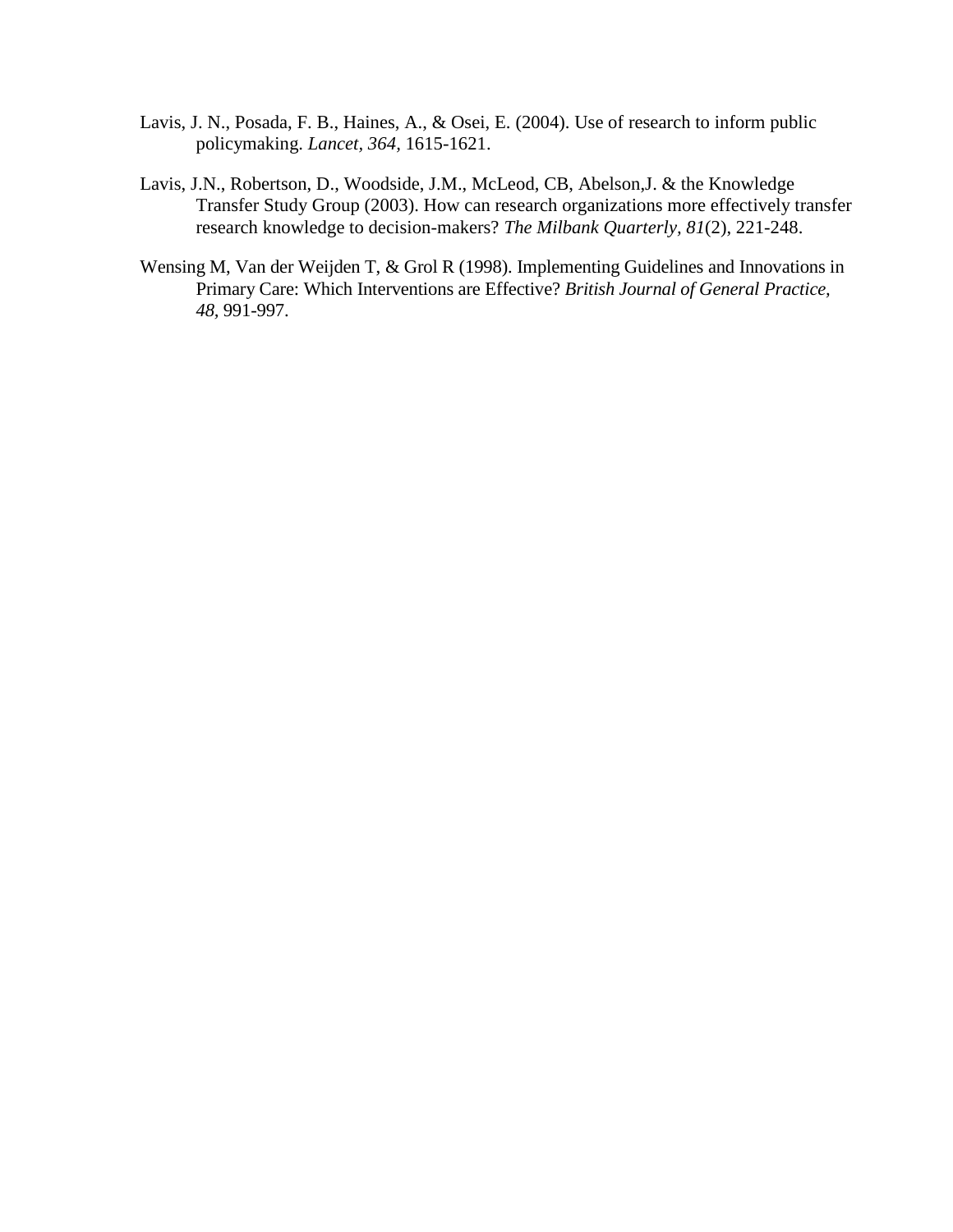Lavis, J. N., Posada, F. B., Haines, A., & Osei, E. (2004). Use of research to inform public policymaking. *Lancet, 364,* 1615-1621.

Lavis, J.N., Robertson, D., Woodside, J.M., McLeod, CB, Abelson,J. & the Knowledge Transfer Study Group (2003). How can research organizations more effectively transfer research knowledge to decision-makers? *The Milbank Quarterly, 81*(2), 221-248.

Wensing M, Van der Weijden T, & Grol R (1998). Implementing Guidelines and Innovations in Primary Care: Which Interventions are Effective? *British Journal of General Practice, 48,* 991-997.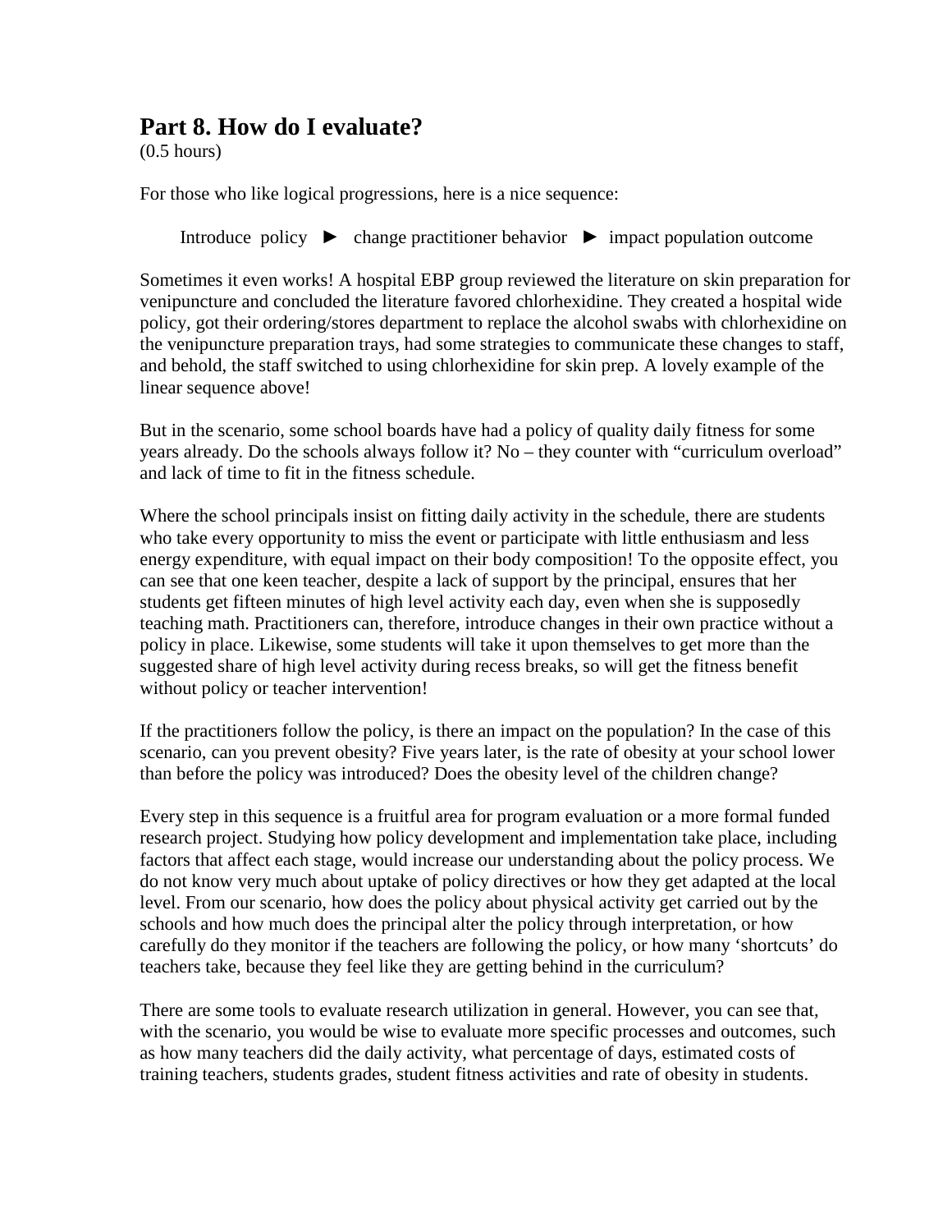## Part 8. How do I evaluate?

(0.5 hours)

For those who like logical progressions, here is a nice sequence:

Introduce policy ► change practitioner behavior ► impact population outcome

Sometimes it even works! A hospital EBP group reviewed the literature on skin preparation for venipuncture and concluded the literature favored chlorhexidine. They created a hospital wide policy, got their ordering/stores department to replace the alcohol swabs with chlorhexidine on the venipuncture preparation trays, had some strategies to communicate these changes to staff, and behold, the staff switched to using chlorhexidine for skin prep. A lovely example of the linear sequence above!

But in the scenario, some school boards have had a policy of quality daily fitness for some years already. Do the schools always follow it? No – they counter with "curriculum overload" and lack of time to fit in the fitness schedule.

Where the school principals insist on fitting daily activity in the schedule, there are students who take every opportunity to miss the event or participate with little enthusiasm and less energy expenditure, with equal impact on their body composition! To the opposite effect, you can see that one keen teacher, despite a lack of support by the principal, ensures that her students get fifteen minutes of high level activity each day, even when she is supposedly teaching math. Practitioners can, therefore, introduce changes in their own practice without a policy in place. Likewise, some students will take it upon themselves to get more than the suggested share of high level activity during recess breaks, so will get the fitness benefit without policy or teacher intervention!

If the practitioners follow the policy, is there an impact on the population? In the case of this scenario, can you prevent obesity? Five years later, is the rate of obesity at your school lower than before the policy was introduced? Does the obesity level of the children change?

Every step in this sequence is a fruitful area for program evaluation or a more formal funded research project. Studying how policy development and implementation take place, including factors that affect each stage, would increase our understanding about the policy process. We do not know very much about uptake of policy directives or how they get adapted at the local level. From our scenario, how does the policy about physical activity get carried out by the schools and how much does the principal alter the policy through interpretation, or how carefully do they monitor if the teachers are following the policy, or how many 'shortcuts' do teachers take, because they feel like they are getting behind in the curriculum?

There are some tools to evaluate research utilization in general. However, you can see that, with the scenario, you would be wise to evaluate more specific processes and outcomes, such as how many teachers did the daily activity, what percentage of days, estimated costs of training teachers, students grades, student fitness activities and rate of obesity in students.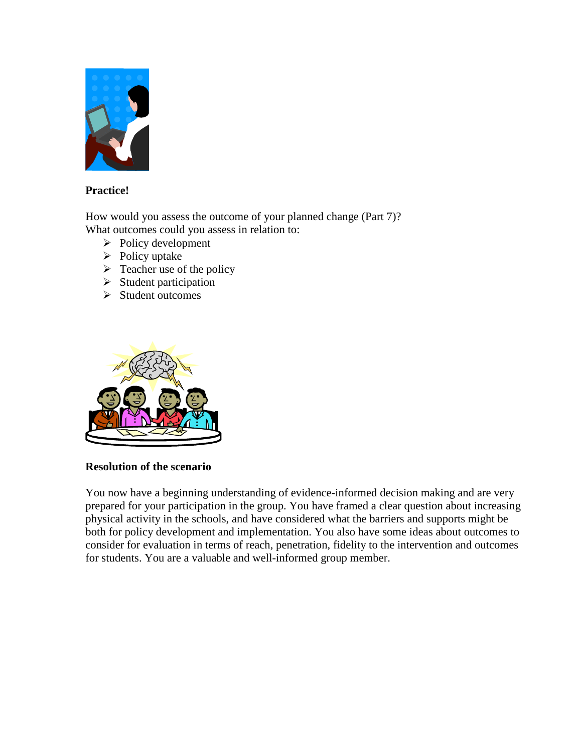**Practice!**

How would you assess the outcome of your planned change (Part 7)?
What outcomes could you assess in relation to:

- Policy development
- Policy uptake
- Teacher use of the policy
- Student participation
- Student outcomes

**Resolution of the scenario**

You now have a beginning understanding of evidence-informed decision making and are very prepared for your participation in the group. You have framed a clear question about increasing physical activity in the schools, and have considered what the barriers and supports might be both for policy development and implementation. You also have some ideas about outcomes to consider for evaluation in terms of reach, penetration, fidelity to the intervention and outcomes for students. You are a valuable and well-informed group member.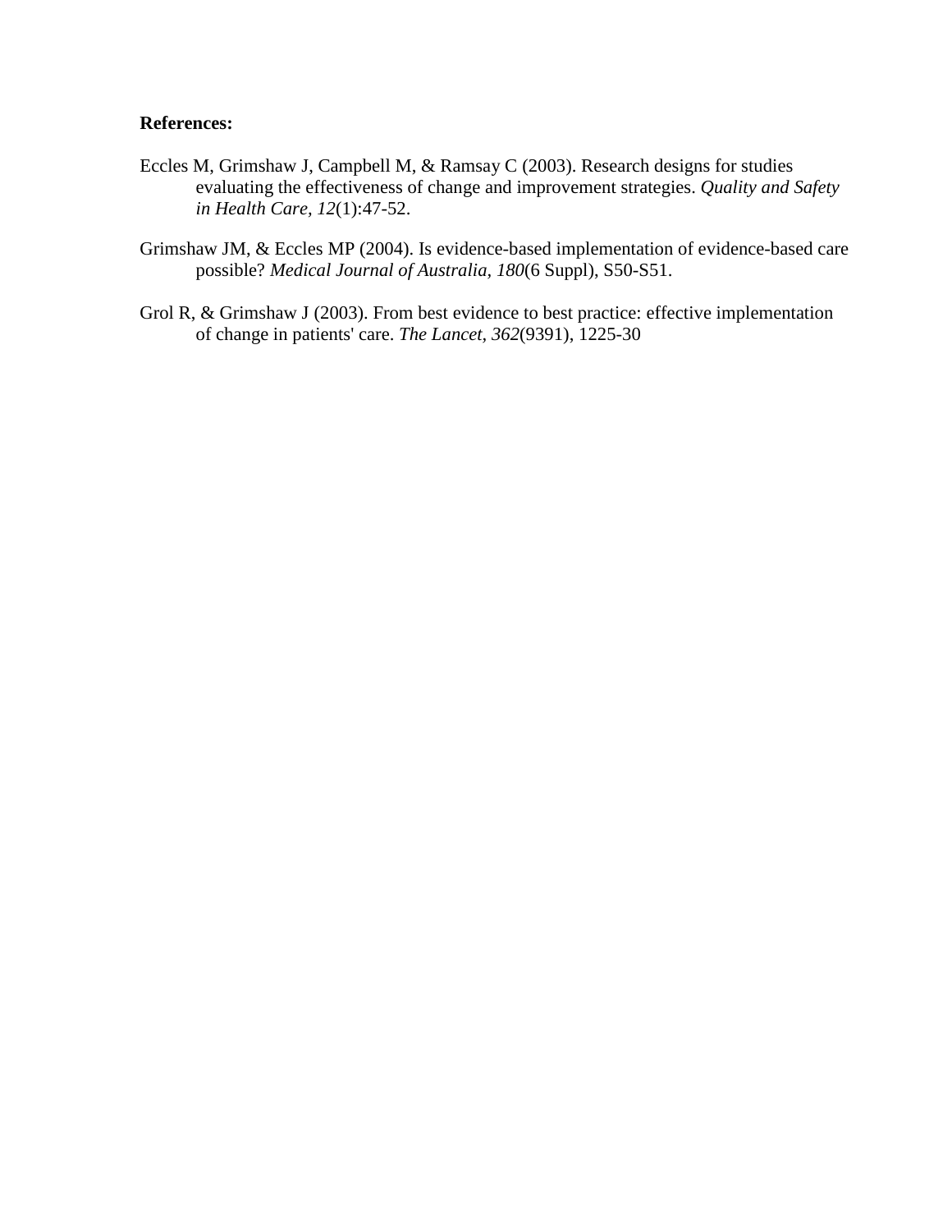**References:**

Eccles M, Grimshaw J, Campbell M, & Ramsay C (2003). Research designs for studies evaluating the effectiveness of change and improvement strategies. *Quality and Safety in Health Care, 12*(1):47-52.

Grimshaw JM, & Eccles MP (2004). Is evidence-based implementation of evidence-based care possible? *Medical Journal of Australia, 180*(6 Suppl), S50-S51.

Grol R, & Grimshaw J (2003). From best evidence to best practice: effective implementation of change in patients' care. *The Lancet, 362*(9391), 1225-30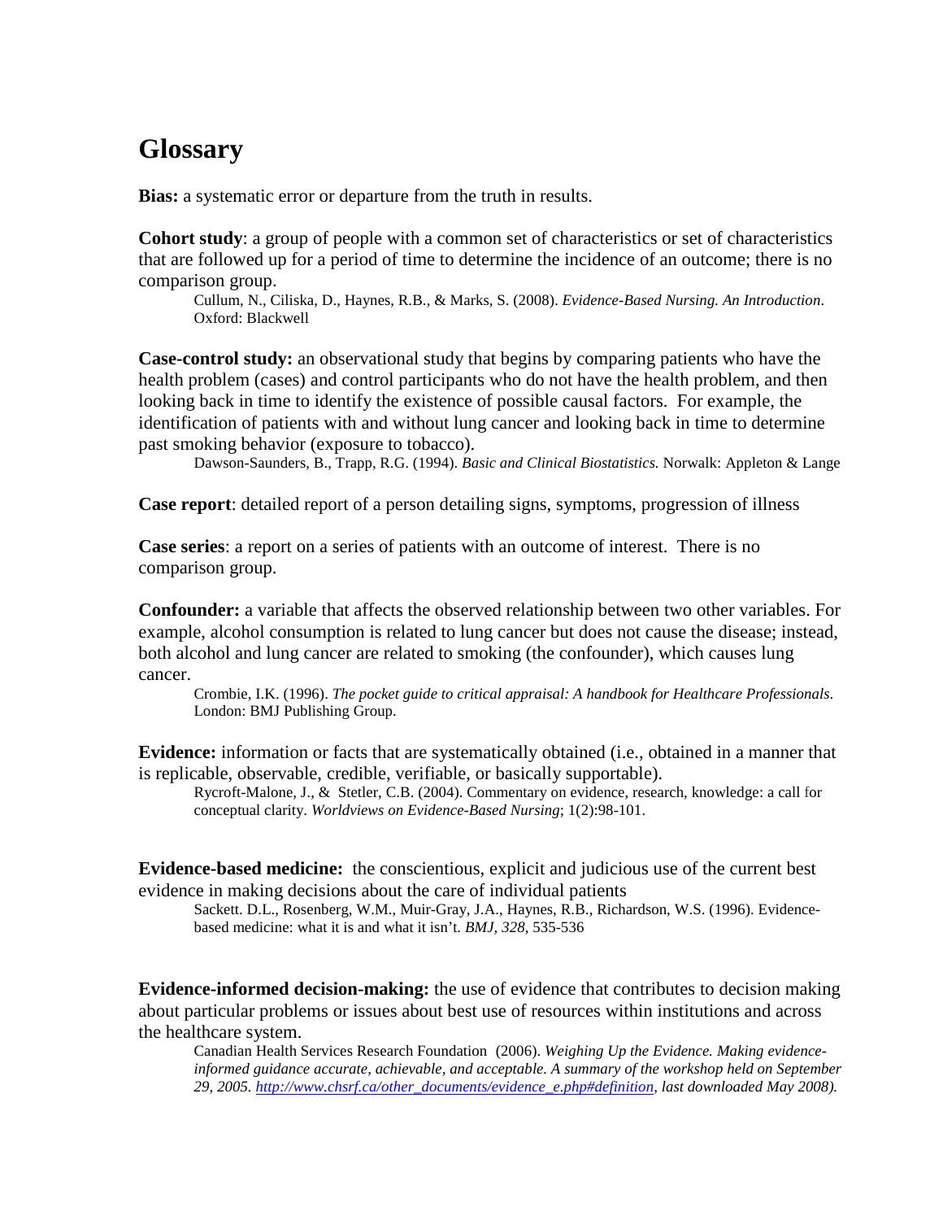# Glossary

**Bias:** a systematic error or departure from the truth in results.

**Cohort study**: a group of people with a common set of characteristics or set of characteristics that are followed up for a period of time to determine the incidence of an outcome; there is no comparison group.

> Cullum, N., Ciliska, D., Haynes, R.B., & Marks, S. (2008). *Evidence-Based Nursing. An Introduction*. Oxford: Blackwell

**Case-control study:** an observational study that begins by comparing patients who have the health problem (cases) and control participants who do not have the health problem, and then looking back in time to identify the existence of possible causal factors. For example, the identification of patients with and without lung cancer and looking back in time to determine past smoking behavior (exposure to tobacco).

> Dawson-Saunders, B., Trapp, R.G. (1994). *Basic and Clinical Biostatistics.* Norwalk: Appleton & Lange

**Case report**: detailed report of a person detailing signs, symptoms, progression of illness

**Case series**: a report on a series of patients with an outcome of interest. There is no comparison group.

**Confounder:** a variable that affects the observed relationship between two other variables. For example, alcohol consumption is related to lung cancer but does not cause the disease; instead, both alcohol and lung cancer are related to smoking (the confounder), which causes lung cancer.

> Crombie, I.K. (1996). *The pocket guide to critical appraisal: A handbook for Healthcare Professionals*. London: BMJ Publishing Group.

**Evidence:** information or facts that are systematically obtained (i.e., obtained in a manner that is replicable, observable, credible, verifiable, or basically supportable).

> Rycroft-Malone, J., & Stetler, C.B. (2004). Commentary on evidence, research, knowledge: a call for conceptual clarity. *Worldviews on Evidence-Based Nursing*; 1(2):98-101.

**Evidence-based medicine:** the conscientious, explicit and judicious use of the current best evidence in making decisions about the care of individual patients

> Sackett. D.L., Rosenberg, W.M., Muir-Gray, J.A., Haynes, R.B., Richardson, W.S. (1996). Evidence-based medicine: what it is and what it isn't. *BMJ, 328*, 535-536

**Evidence-informed decision-making:** the use of evidence that contributes to decision making about particular problems or issues about best use of resources within institutions and across the healthcare system.

> Canadian Health Services Research Foundation (2006). *Weighing Up the Evidence. Making evidence-informed guidance accurate, achievable, and acceptable. A summary of the workshop held on September 29, 2005. http://www.chsrf.ca/other_documents/evidence_e.php#definition, last downloaded May 2008).*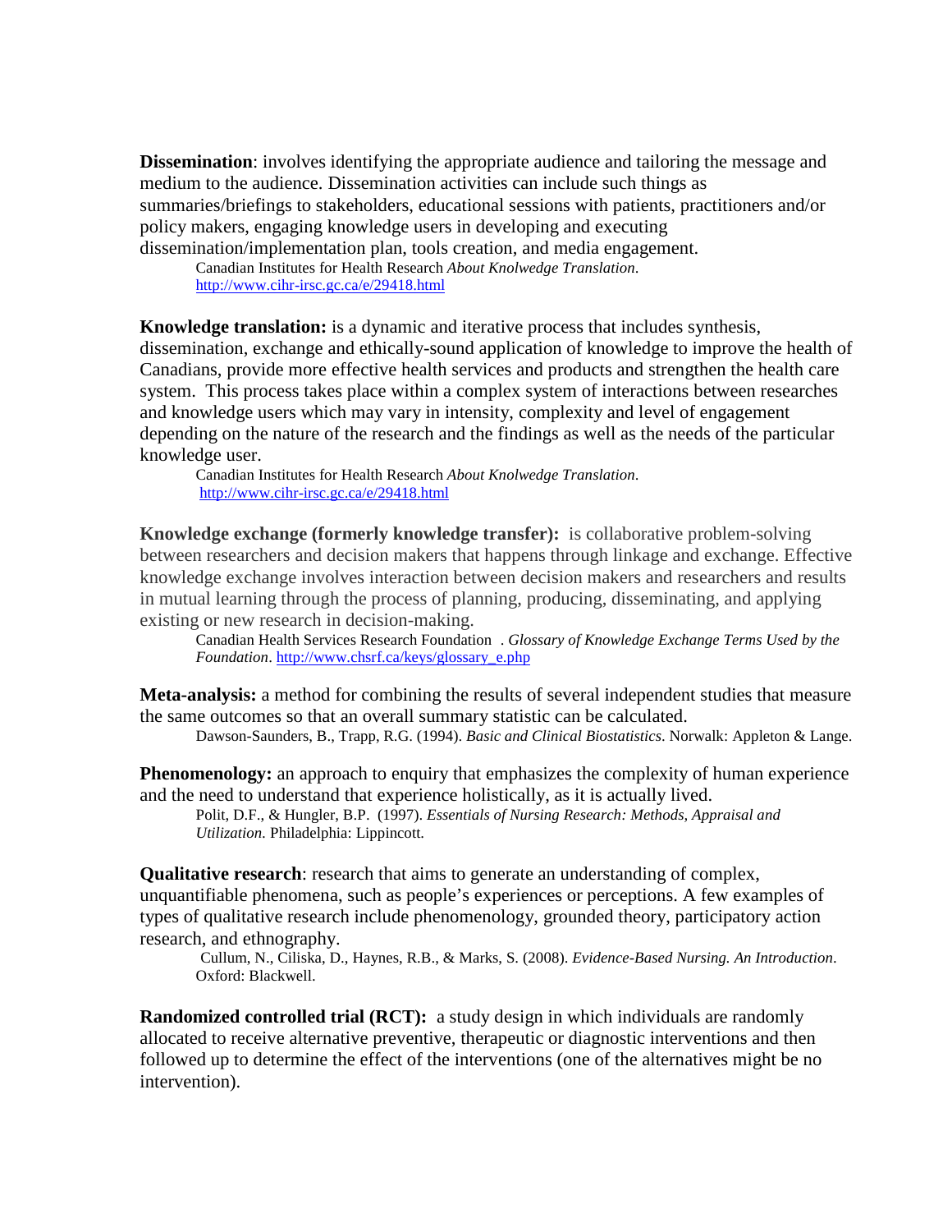**Dissemination**: involves identifying the appropriate audience and tailoring the message and medium to the audience. Dissemination activities can include such things as summaries/briefings to stakeholders, educational sessions with patients, practitioners and/or policy makers, engaging knowledge users in developing and executing dissemination/implementation plan, tools creation, and media engagement.

> Canadian Institutes for Health Research *About Knolwedge Translation*. http://www.cihr-irsc.gc.ca/e/29418.html

**Knowledge translation:** is a dynamic and iterative process that includes synthesis, dissemination, exchange and ethically-sound application of knowledge to improve the health of Canadians, provide more effective health services and products and strengthen the health care system. This process takes place within a complex system of interactions between researches and knowledge users which may vary in intensity, complexity and level of engagement depending on the nature of the research and the findings as well as the needs of the particular knowledge user.

> Canadian Institutes for Health Research *About Knolwedge Translation*. http://www.cihr-irsc.gc.ca/e/29418.html

**Knowledge exchange (formerly knowledge transfer):** is collaborative problem-solving between researchers and decision makers that happens through linkage and exchange. Effective knowledge exchange involves interaction between decision makers and researchers and results in mutual learning through the process of planning, producing, disseminating, and applying existing or new research in decision-making.

> Canadian Health Services Research Foundation . *Glossary of Knowledge Exchange Terms Used by the Foundation*. http://www.chsrf.ca/keys/glossary_e.php

**Meta-analysis:** a method for combining the results of several independent studies that measure the same outcomes so that an overall summary statistic can be calculated.

> Dawson-Saunders, B., Trapp, R.G. (1994). *Basic and Clinical Biostatistics*. Norwalk: Appleton & Lange.

**Phenomenology:** an approach to enquiry that emphasizes the complexity of human experience and the need to understand that experience holistically, as it is actually lived.

> Polit, D.F., & Hungler, B.P. (1997). *Essentials of Nursing Research: Methods, Appraisal and Utilization.* Philadelphia: Lippincott.

**Qualitative research**: research that aims to generate an understanding of complex, unquantifiable phenomena, such as people's experiences or perceptions. A few examples of types of qualitative research include phenomenology, grounded theory, participatory action research, and ethnography.

> Cullum, N., Ciliska, D., Haynes, R.B., & Marks, S. (2008). *Evidence-Based Nursing. An Introduction*. Oxford: Blackwell.

**Randomized controlled trial (RCT):** a study design in which individuals are randomly allocated to receive alternative preventive, therapeutic or diagnostic interventions and then followed up to determine the effect of the interventions (one of the alternatives might be no intervention).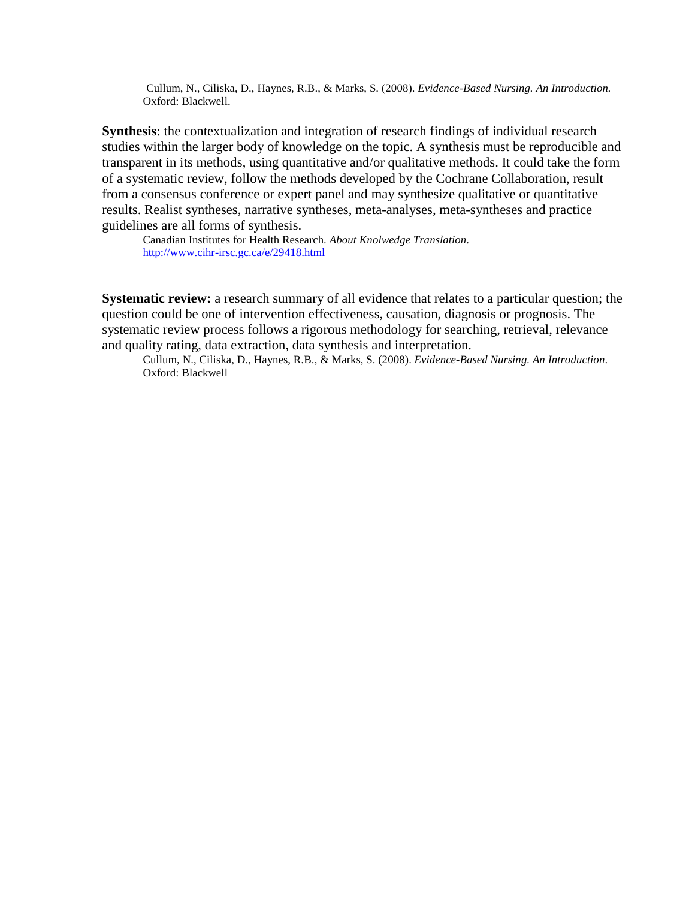Cullum, N., Ciliska, D., Haynes, R.B., & Marks, S. (2008). *Evidence-Based Nursing. An Introduction.* Oxford: Blackwell.

**Synthesis**: the contextualization and integration of research findings of individual research studies within the larger body of knowledge on the topic. A synthesis must be reproducible and transparent in its methods, using quantitative and/or qualitative methods. It could take the form of a systematic review, follow the methods developed by the Cochrane Collaboration, result from a consensus conference or expert panel and may synthesize qualitative or quantitative results. Realist syntheses, narrative syntheses, meta-analyses, meta-syntheses and practice guidelines are all forms of synthesis.

Canadian Institutes for Health Research. *About Knolwedge Translation*. http://www.cihr-irsc.gc.ca/e/29418.html

**Systematic review:** a research summary of all evidence that relates to a particular question; the question could be one of intervention effectiveness, causation, diagnosis or prognosis. The systematic review process follows a rigorous methodology for searching, retrieval, relevance and quality rating, data extraction, data synthesis and interpretation.

Cullum, N., Ciliska, D., Haynes, R.B., & Marks, S. (2008). *Evidence-Based Nursing. An Introduction*. Oxford: Blackwell